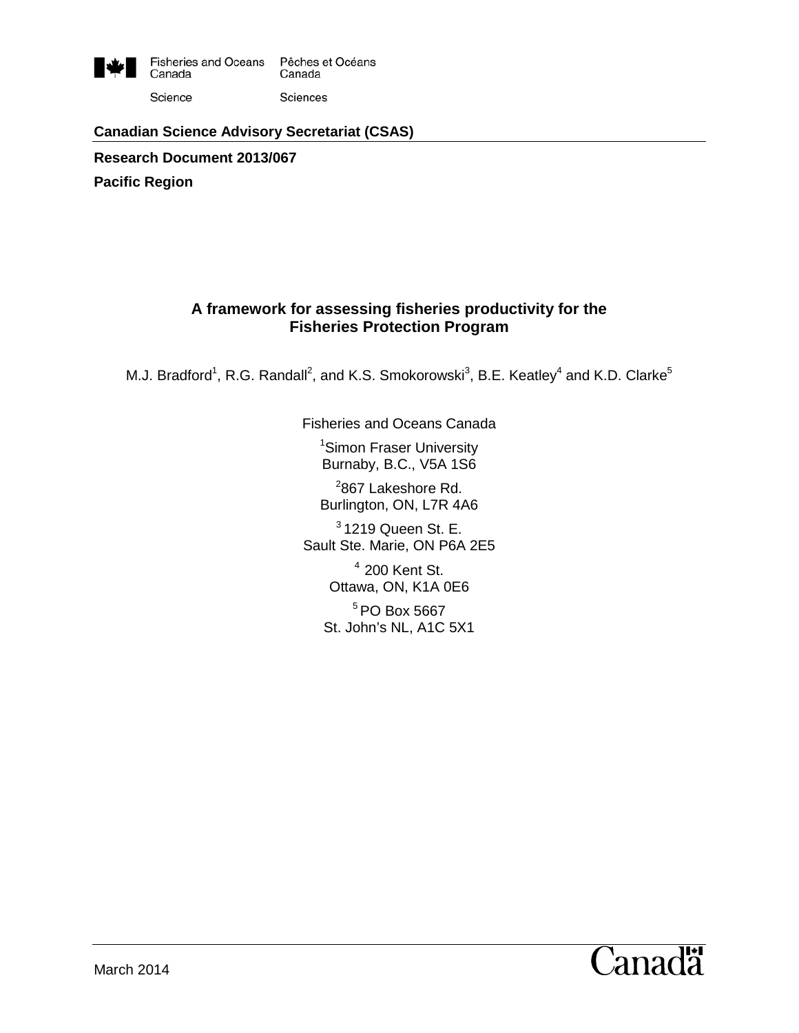Fisheries and Oceans Canada — Pêches et Océans Canada

Science — Sciences

**Canadian Science Advisory Secretariat (CSAS)**

**Research Document 2013/067**

**Pacific Region**

# A framework for assessing fisheries productivity for the Fisheries Protection Program

M.J. Bradford[1], R.G. Randall[2], and K.S. Smokorowski[3], B.E. Keatley[4] and K.D. Clarke[5]

Fisheries and Oceans Canada

[1]Simon Fraser University
Burnaby, B.C., V5A 1S6

[2]867 Lakeshore Rd.
Burlington, ON, L7R 4A6

[3]1219 Queen St. E.
Sault Ste. Marie, ON P6A 2E5

[4]200 Kent St.
Ottawa, ON, K1A 0E6

[5]PO Box 5667
St. John's NL, A1C 5X1

March 2014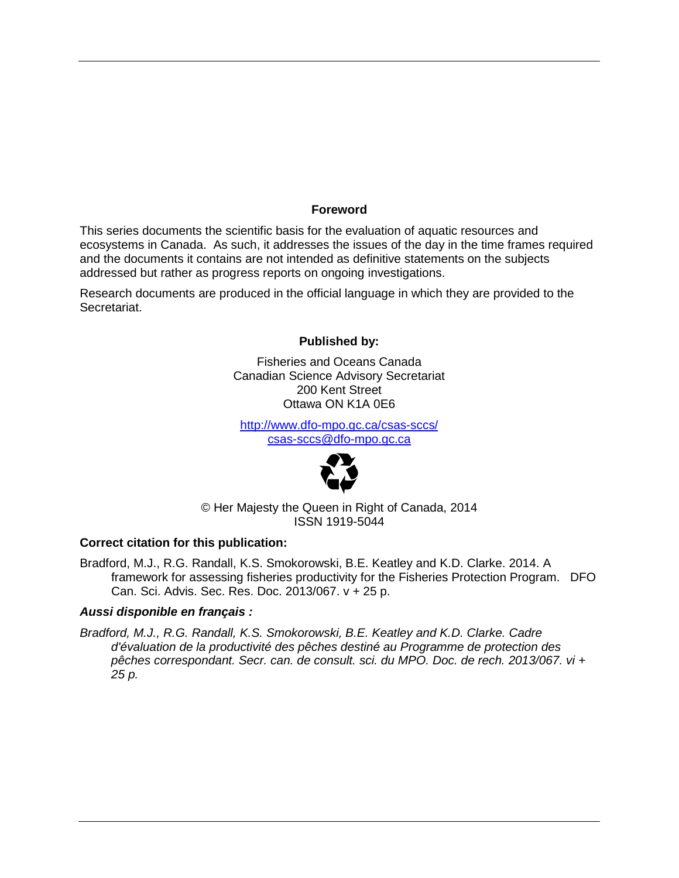## Foreword

This series documents the scientific basis for the evaluation of aquatic resources and ecosystems in Canada. As such, it addresses the issues of the day in the time frames required and the documents it contains are not intended as definitive statements on the subjects addressed but rather as progress reports on ongoing investigations.

Research documents are produced in the official language in which they are provided to the Secretariat.

**Published by:**

Fisheries and Oceans Canada
Canadian Science Advisory Secretariat
200 Kent Street
Ottawa ON K1A 0E6

http://www.dfo-mpo.gc.ca/csas-sccs/
csas-sccs@dfo-mpo.gc.ca

© Her Majesty the Queen in Right of Canada, 2014
ISSN 1919-5044

**Correct citation for this publication:**

Bradford, M.J., R.G. Randall, K.S. Smokorowski, B.E. Keatley and K.D. Clarke. 2014. A framework for assessing fisheries productivity for the Fisheries Protection Program. DFO Can. Sci. Advis. Sec. Res. Doc. 2013/067. v + 25 p.

***Aussi disponible en français :***

*Bradford, M.J., R.G. Randall, K.S. Smokorowski, B.E. Keatley and K.D. Clarke. Cadre d'évaluation de la productivité des pêches destiné au Programme de protection des pêches correspondant. Secr. can. de consult. sci. du MPO. Doc. de rech. 2013/067. vi + 25 p.*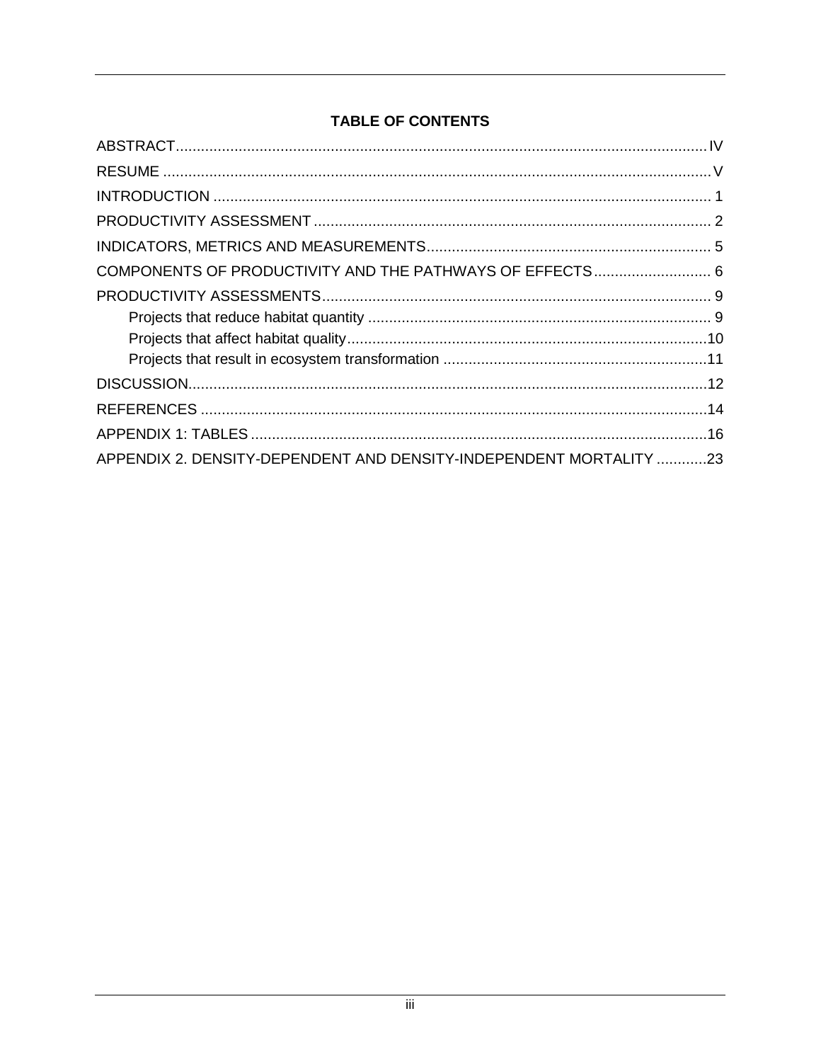## TABLE OF CONTENTS

ABSTRACT ............................................................ IV

RESUME ............................................................ V

INTRODUCTION ............................................................ 1

PRODUCTIVITY ASSESSMENT ............................................................ 2

INDICATORS, METRICS AND MEASUREMENTS ............................................................ 5

COMPONENTS OF PRODUCTIVITY AND THE PATHWAYS OF EFFECTS ............................................................ 6

PRODUCTIVITY ASSESSMENTS ............................................................ 9

- Projects that reduce habitat quantity ............................................................ 9
- Projects that affect habitat quality ............................................................ 10
- Projects that result in ecosystem transformation ............................................................ 11

DISCUSSION ............................................................ 12

REFERENCES ............................................................ 14

APPENDIX 1: TABLES ............................................................ 16

APPENDIX 2. DENSITY-DEPENDENT AND DENSITY-INDEPENDENT MORTALITY ............................................................ 23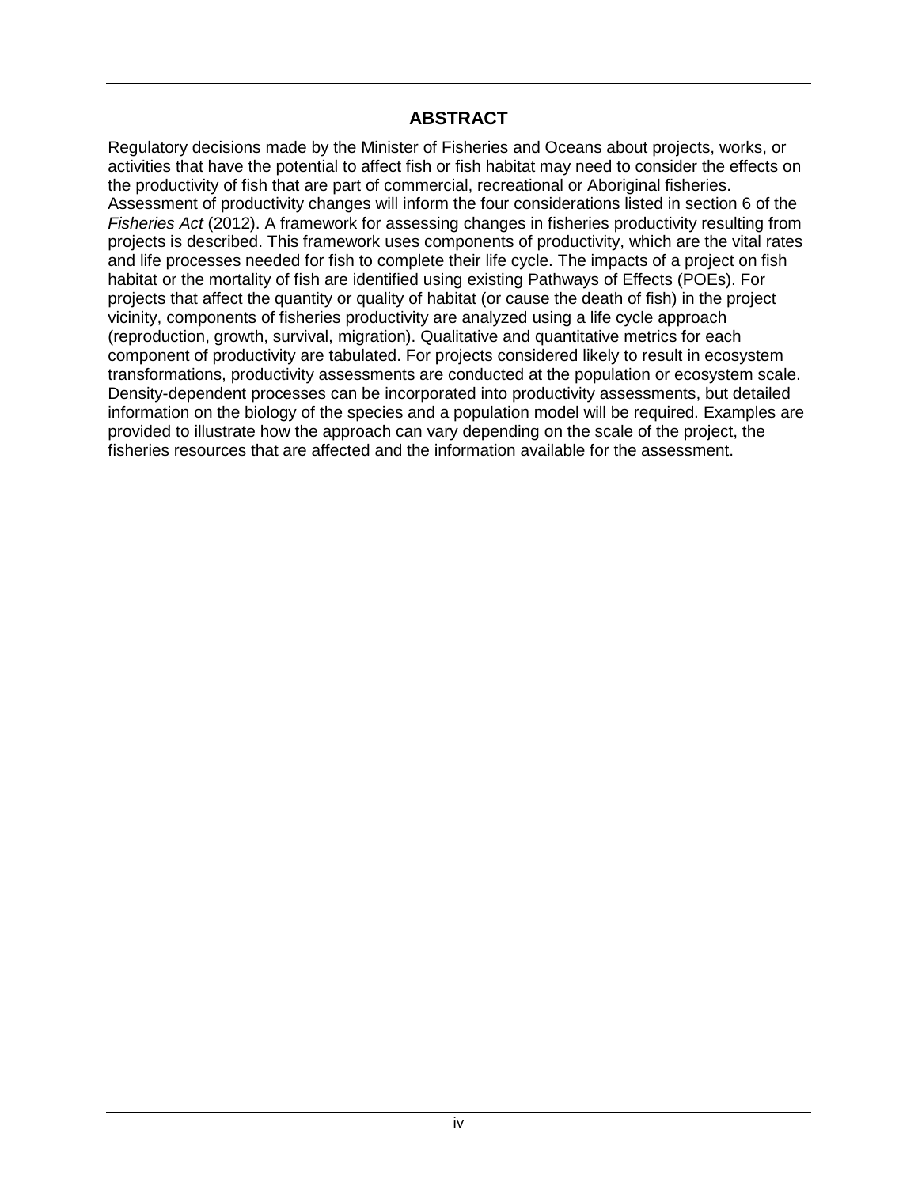## ABSTRACT

Regulatory decisions made by the Minister of Fisheries and Oceans about projects, works, or activities that have the potential to affect fish or fish habitat may need to consider the effects on the productivity of fish that are part of commercial, recreational or Aboriginal fisheries. Assessment of productivity changes will inform the four considerations listed in section 6 of the *Fisheries Act* (2012). A framework for assessing changes in fisheries productivity resulting from projects is described. This framework uses components of productivity, which are the vital rates and life processes needed for fish to complete their life cycle. The impacts of a project on fish habitat or the mortality of fish are identified using existing Pathways of Effects (POEs). For projects that affect the quantity or quality of habitat (or cause the death of fish) in the project vicinity, components of fisheries productivity are analyzed using a life cycle approach (reproduction, growth, survival, migration). Qualitative and quantitative metrics for each component of productivity are tabulated. For projects considered likely to result in ecosystem transformations, productivity assessments are conducted at the population or ecosystem scale. Density-dependent processes can be incorporated into productivity assessments, but detailed information on the biology of the species and a population model will be required. Examples are provided to illustrate how the approach can vary depending on the scale of the project, the fisheries resources that are affected and the information available for the assessment.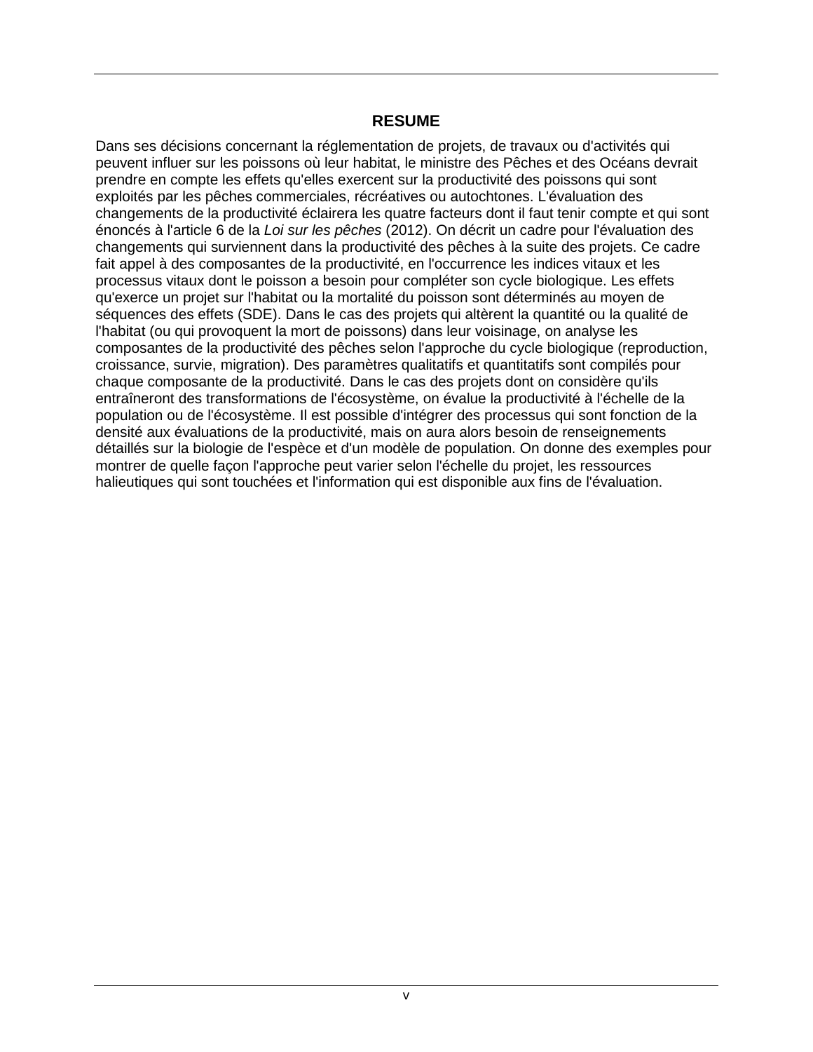## RESUME

Dans ses décisions concernant la réglementation de projets, de travaux ou d'activités qui peuvent influer sur les poissons où leur habitat, le ministre des Pêches et des Océans devrait prendre en compte les effets qu'elles exercent sur la productivité des poissons qui sont exploités par les pêches commerciales, récréatives ou autochtones. L'évaluation des changements de la productivité éclairera les quatre facteurs dont il faut tenir compte et qui sont énoncés à l'article 6 de la *Loi sur les pêches* (2012). On décrit un cadre pour l'évaluation des changements qui surviennent dans la productivité des pêches à la suite des projets. Ce cadre fait appel à des composantes de la productivité, en l'occurrence les indices vitaux et les processus vitaux dont le poisson a besoin pour compléter son cycle biologique. Les effets qu'exerce un projet sur l'habitat ou la mortalité du poisson sont déterminés au moyen de séquences des effets (SDE). Dans le cas des projets qui altèrent la quantité ou la qualité de l'habitat (ou qui provoquent la mort de poissons) dans leur voisinage, on analyse les composantes de la productivité des pêches selon l'approche du cycle biologique (reproduction, croissance, survie, migration). Des paramètres qualitatifs et quantitatifs sont compilés pour chaque composante de la productivité. Dans le cas des projets dont on considère qu'ils entraîneront des transformations de l'écosystème, on évalue la productivité à l'échelle de la population ou de l'écosystème. Il est possible d'intégrer des processus qui sont fonction de la densité aux évaluations de la productivité, mais on aura alors besoin de renseignements détaillés sur la biologie de l'espèce et d'un modèle de population. On donne des exemples pour montrer de quelle façon l'approche peut varier selon l'échelle du projet, les ressources halieutiques qui sont touchées et l'information qui est disponible aux fins de l'évaluation.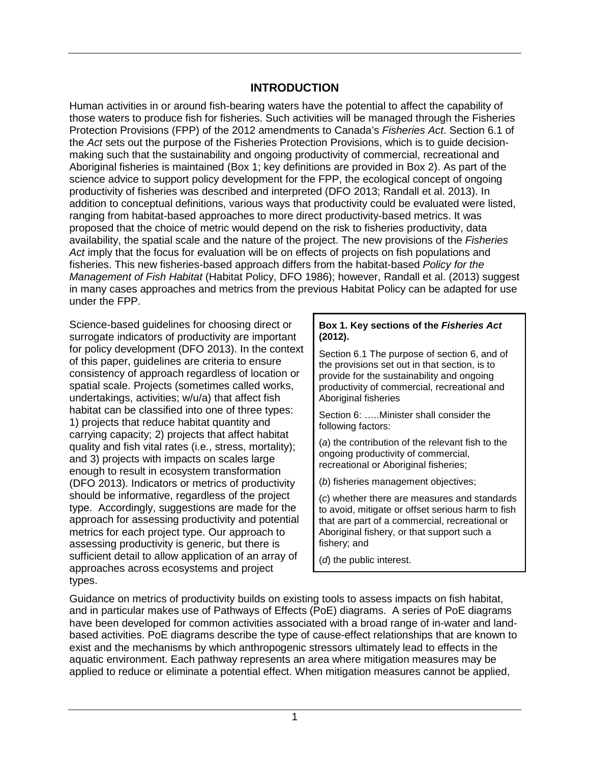## INTRODUCTION

Human activities in or around fish-bearing waters have the potential to affect the capability of those waters to produce fish for fisheries. Such activities will be managed through the Fisheries Protection Provisions (FPP) of the 2012 amendments to Canada's *Fisheries Act*. Section 6.1 of the *Act* sets out the purpose of the Fisheries Protection Provisions, which is to guide decision-making such that the sustainability and ongoing productivity of commercial, recreational and Aboriginal fisheries is maintained (Box 1; key definitions are provided in Box 2). As part of the science advice to support policy development for the FPP, the ecological concept of ongoing productivity of fisheries was described and interpreted (DFO 2013; Randall et al. 2013). In addition to conceptual definitions, various ways that productivity could be evaluated were listed, ranging from habitat-based approaches to more direct productivity-based metrics. It was proposed that the choice of metric would depend on the risk to fisheries productivity, data availability, the spatial scale and the nature of the project. The new provisions of the *Fisheries Act* imply that the focus for evaluation will be on effects of projects on fish populations and fisheries. This new fisheries-based approach differs from the habitat-based *Policy for the Management of Fish Habitat* (Habitat Policy, DFO 1986); however, Randall et al. (2013) suggest in many cases approaches and metrics from the previous Habitat Policy can be adapted for use under the FPP.

Science-based guidelines for choosing direct or surrogate indicators of productivity are important for policy development (DFO 2013). In the context of this paper, guidelines are criteria to ensure consistency of approach regardless of location or spatial scale. Projects (sometimes called works, undertakings, activities; w/u/a) that affect fish habitat can be classified into one of three types: 1) projects that reduce habitat quantity and carrying capacity; 2) projects that affect habitat quality and fish vital rates (i.e., stress, mortality); and 3) projects with impacts on scales large enough to result in ecosystem transformation (DFO 2013). Indicators or metrics of productivity should be informative, regardless of the project type. Accordingly, suggestions are made for the approach for assessing productivity and potential metrics for each project type. Our approach to assessing productivity is generic, but there is sufficient detail to allow application of an array of approaches across ecosystems and project types.

> **Box 1. Key sections of the *Fisheries Act* (2012).**
>
> Section 6.1 The purpose of section 6, and of the provisions set out in that section, is to provide for the sustainability and ongoing productivity of commercial, recreational and Aboriginal fisheries
>
> Section 6: …..Minister shall consider the following factors:
>
> (*a*) the contribution of the relevant fish to the ongoing productivity of commercial, recreational or Aboriginal fisheries;
>
> (*b*) fisheries management objectives;
>
> (*c*) whether there are measures and standards to avoid, mitigate or offset serious harm to fish that are part of a commercial, recreational or Aboriginal fishery, or that support such a fishery; and
>
> (*d*) the public interest.

Guidance on metrics of productivity builds on existing tools to assess impacts on fish habitat, and in particular makes use of Pathways of Effects (PoE) diagrams. A series of PoE diagrams have been developed for common activities associated with a broad range of in-water and land-based activities. PoE diagrams describe the type of cause-effect relationships that are known to exist and the mechanisms by which anthropogenic stressors ultimately lead to effects in the aquatic environment. Each pathway represents an area where mitigation measures may be applied to reduce or eliminate a potential effect. When mitigation measures cannot be applied,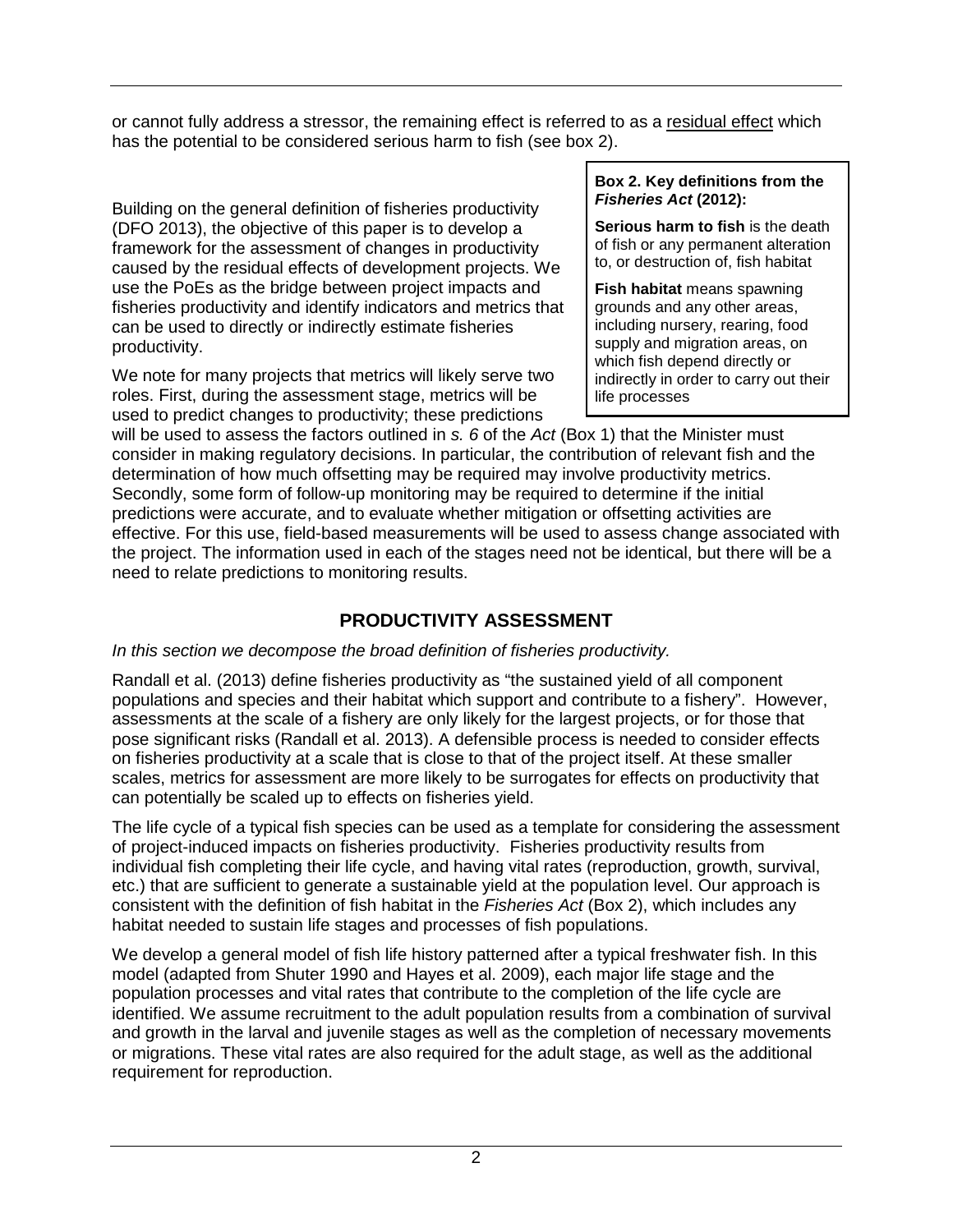or cannot fully address a stressor, the remaining effect is referred to as a residual effect which has the potential to be considered serious harm to fish (see box 2).

> **Box 2. Key definitions from the *Fisheries Act* (2012):**
>
> **Serious harm to fish** is the death of fish or any permanent alteration to, or destruction of, fish habitat
>
> **Fish habitat** means spawning grounds and any other areas, including nursery, rearing, food supply and migration areas, on which fish depend directly or indirectly in order to carry out their life processes

Building on the general definition of fisheries productivity (DFO 2013), the objective of this paper is to develop a framework for the assessment of changes in productivity caused by the residual effects of development projects. We use the PoEs as the bridge between project impacts and fisheries productivity and identify indicators and metrics that can be used to directly or indirectly estimate fisheries productivity.

We note for many projects that metrics will likely serve two roles. First, during the assessment stage, metrics will be used to predict changes to productivity; these predictions will be used to assess the factors outlined in *s. 6* of the *Act* (Box 1) that the Minister must consider in making regulatory decisions. In particular, the contribution of relevant fish and the determination of how much offsetting may be required may involve productivity metrics. Secondly, some form of follow-up monitoring may be required to determine if the initial predictions were accurate, and to evaluate whether mitigation or offsetting activities are effective. For this use, field-based measurements will be used to assess change associated with the project. The information used in each of the stages need not be identical, but there will be a need to relate predictions to monitoring results.

## PRODUCTIVITY ASSESSMENT

*In this section we decompose the broad definition of fisheries productivity.*

Randall et al. (2013) define fisheries productivity as "the sustained yield of all component populations and species and their habitat which support and contribute to a fishery". However, assessments at the scale of a fishery are only likely for the largest projects, or for those that pose significant risks (Randall et al. 2013). A defensible process is needed to consider effects on fisheries productivity at a scale that is close to that of the project itself. At these smaller scales, metrics for assessment are more likely to be surrogates for effects on productivity that can potentially be scaled up to effects on fisheries yield.

The life cycle of a typical fish species can be used as a template for considering the assessment of project-induced impacts on fisheries productivity. Fisheries productivity results from individual fish completing their life cycle, and having vital rates (reproduction, growth, survival, etc.) that are sufficient to generate a sustainable yield at the population level. Our approach is consistent with the definition of fish habitat in the *Fisheries Act* (Box 2), which includes any habitat needed to sustain life stages and processes of fish populations.

We develop a general model of fish life history patterned after a typical freshwater fish. In this model (adapted from Shuter 1990 and Hayes et al. 2009), each major life stage and the population processes and vital rates that contribute to the completion of the life cycle are identified. We assume recruitment to the adult population results from a combination of survival and growth in the larval and juvenile stages as well as the completion of necessary movements or migrations. These vital rates are also required for the adult stage, as well as the additional requirement for reproduction.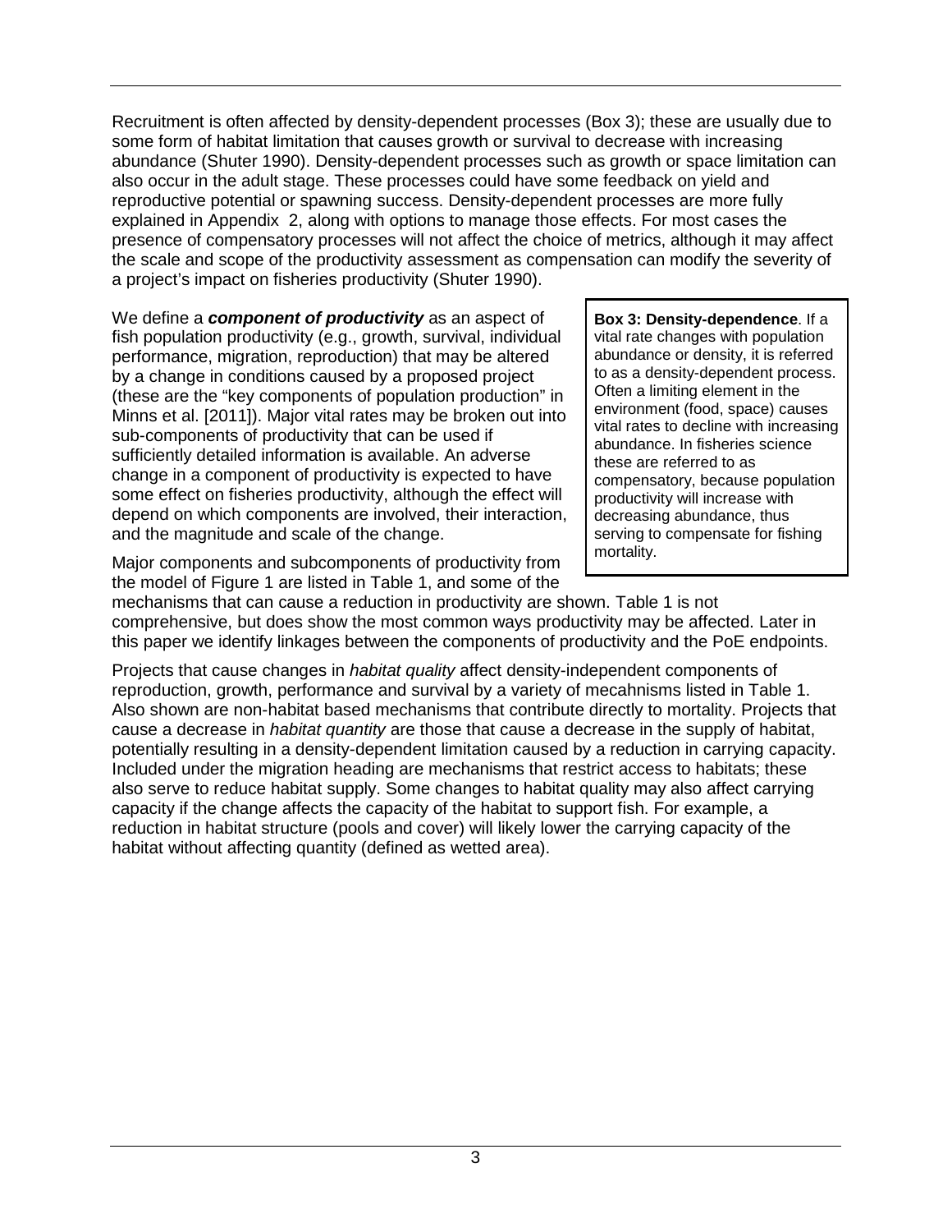Recruitment is often affected by density-dependent processes (Box 3); these are usually due to some form of habitat limitation that causes growth or survival to decrease with increasing abundance (Shuter 1990). Density-dependent processes such as growth or space limitation can also occur in the adult stage. These processes could have some feedback on yield and reproductive potential or spawning success. Density-dependent processes are more fully explained in Appendix 2, along with options to manage those effects. For most cases the presence of compensatory processes will not affect the choice of metrics, although it may affect the scale and scope of the productivity assessment as compensation can modify the severity of a project's impact on fisheries productivity (Shuter 1990).

We define a ***component of productivity*** as an aspect of fish population productivity (e.g., growth, survival, individual performance, migration, reproduction) that may be altered by a change in conditions caused by a proposed project (these are the "key components of population production" in Minns et al. [2011]). Major vital rates may be broken out into sub-components of productivity that can be used if sufficiently detailed information is available. An adverse change in a component of productivity is expected to have some effect on fisheries productivity, although the effect will depend on which components are involved, their interaction, and the magnitude and scale of the change.

> **Box 3: Density-dependence**. If a vital rate changes with population abundance or density, it is referred to as a density-dependent process. Often a limiting element in the environment (food, space) causes vital rates to decline with increasing abundance. In fisheries science these are referred to as compensatory, because population productivity will increase with decreasing abundance, thus serving to compensate for fishing mortality.

Major components and subcomponents of productivity from the model of Figure 1 are listed in Table 1, and some of the mechanisms that can cause a reduction in productivity are shown. Table 1 is not comprehensive, but does show the most common ways productivity may be affected. Later in this paper we identify linkages between the components of productivity and the PoE endpoints.

Projects that cause changes in *habitat quality* affect density-independent components of reproduction, growth, performance and survival by a variety of mecahnisms listed in Table 1. Also shown are non-habitat based mechanisms that contribute directly to mortality. Projects that cause a decrease in *habitat quantity* are those that cause a decrease in the supply of habitat, potentially resulting in a density-dependent limitation caused by a reduction in carrying capacity. Included under the migration heading are mechanisms that restrict access to habitats; these also serve to reduce habitat supply. Some changes to habitat quality may also affect carrying capacity if the change affects the capacity of the habitat to support fish. For example, a reduction in habitat structure (pools and cover) will likely lower the carrying capacity of the habitat without affecting quantity (defined as wetted area).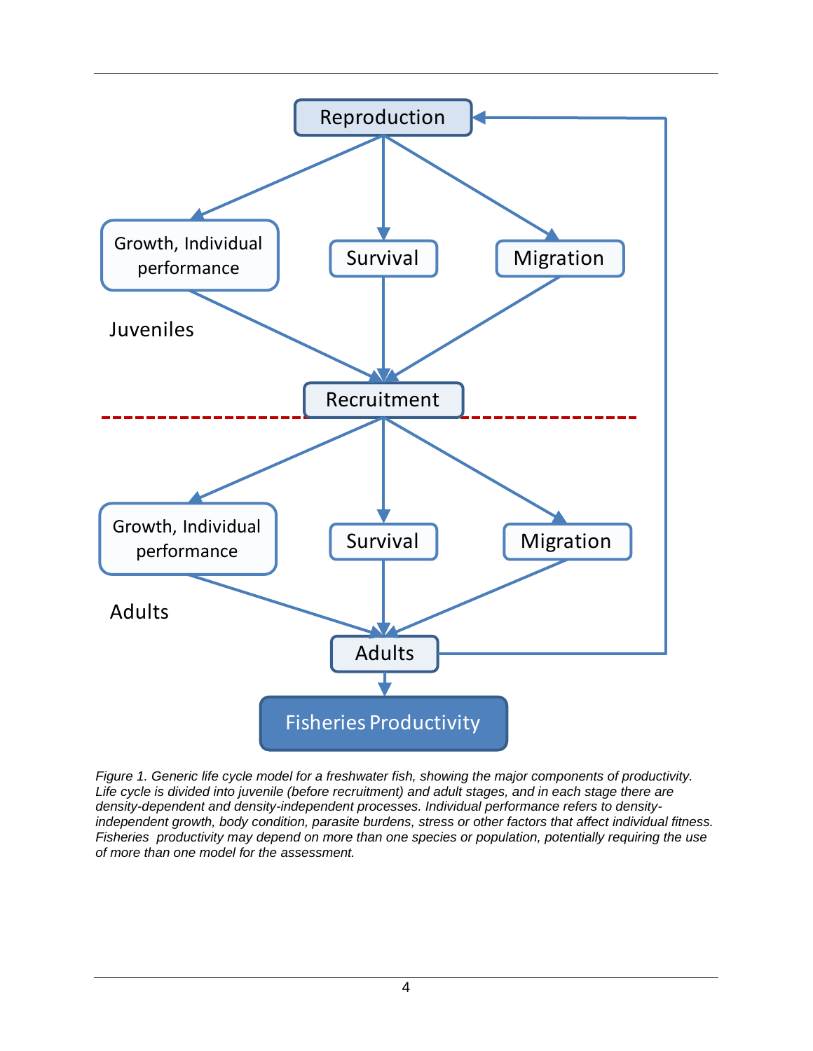Reproduction

Growth, Individual performance

Survival

Migration

Juveniles

Recruitment

Growth, Individual performance

Survival

Migration

Adults

Adults

Fisheries Productivity

*Figure 1. Generic life cycle model for a freshwater fish, showing the major components of productivity. Life cycle is divided into juvenile (before recruitment) and adult stages, and in each stage there are density-dependent and density-independent processes. Individual performance refers to density-independent growth, body condition, parasite burdens, stress or other factors that affect individual fitness. Fisheries productivity may depend on more than one species or population, potentially requiring the use of more than one model for the assessment.*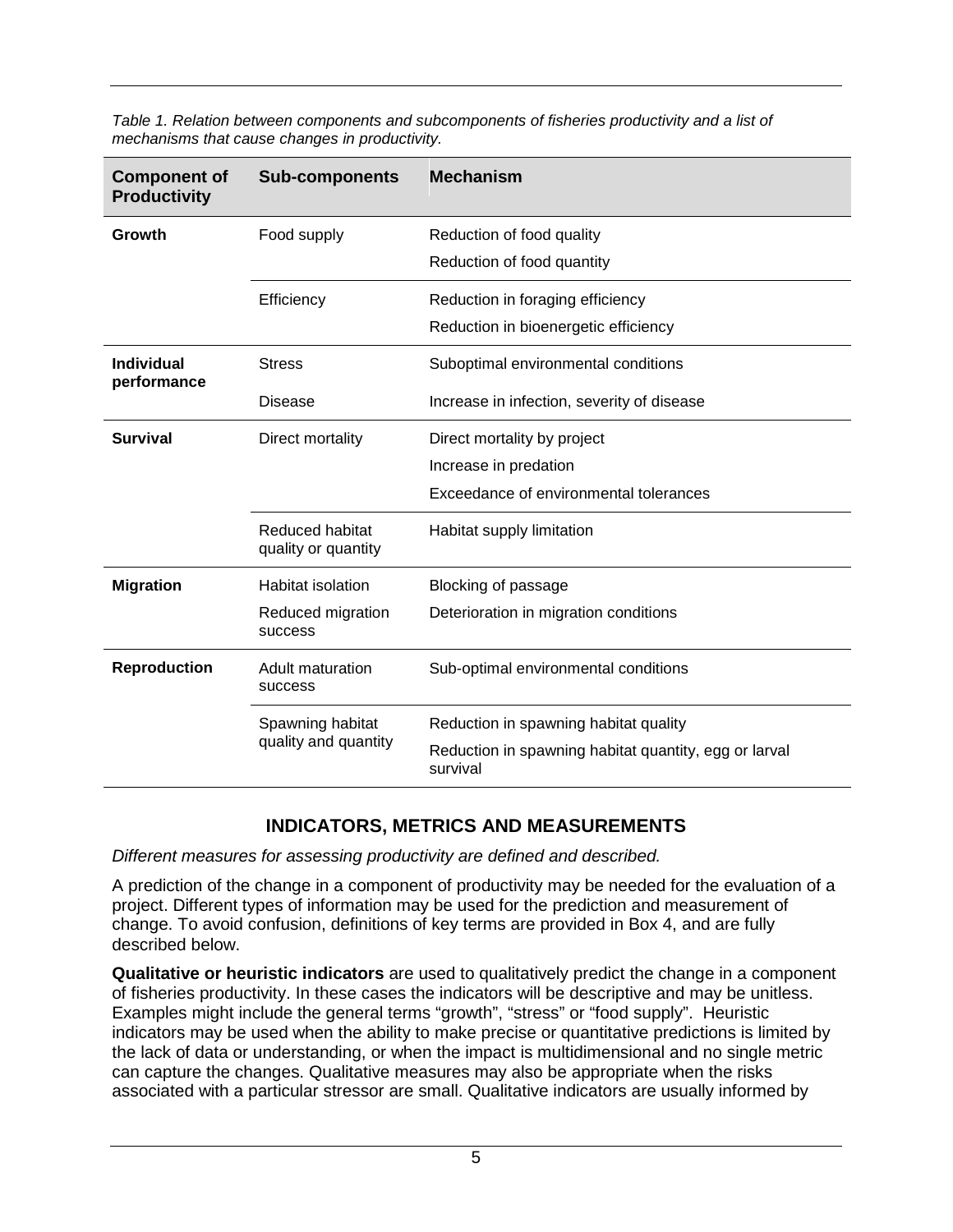*Table 1. Relation between components and subcomponents of fisheries productivity and a list of mechanisms that cause changes in productivity.*

| Component of Productivity | Sub-components | Mechanism |
|---|---|---|
| **Growth** | Food supply | Reduction of food quality |
| | | Reduction of food quantity |
| | Efficiency | Reduction in foraging efficiency |
| | | Reduction in bioenergetic efficiency |
| **Individual performance** | Stress | Suboptimal environmental conditions |
| | Disease | Increase in infection, severity of disease |
| **Survival** | Direct mortality | Direct mortality by project |
| | | Increase in predation |
| | | Exceedance of environmental tolerances |
| | Reduced habitat quality or quantity | Habitat supply limitation |
| **Migration** | Habitat isolation | Blocking of passage |
| | Reduced migration success | Deterioration in migration conditions |
| **Reproduction** | Adult maturation success | Sub-optimal environmental conditions |
| | Spawning habitat quality and quantity | Reduction in spawning habitat quality |
| | | Reduction in spawning habitat quantity, egg or larval survival |

## INDICATORS, METRICS AND MEASUREMENTS

*Different measures for assessing productivity are defined and described.*

A prediction of the change in a component of productivity may be needed for the evaluation of a project. Different types of information may be used for the prediction and measurement of change. To avoid confusion, definitions of key terms are provided in Box 4, and are fully described below.

**Qualitative or heuristic indicators** are used to qualitatively predict the change in a component of fisheries productivity. In these cases the indicators will be descriptive and may be unitless. Examples might include the general terms "growth", "stress" or "food supply". Heuristic indicators may be used when the ability to make precise or quantitative predictions is limited by the lack of data or understanding, or when the impact is multidimensional and no single metric can capture the changes. Qualitative measures may also be appropriate when the risks associated with a particular stressor are small. Qualitative indicators are usually informed by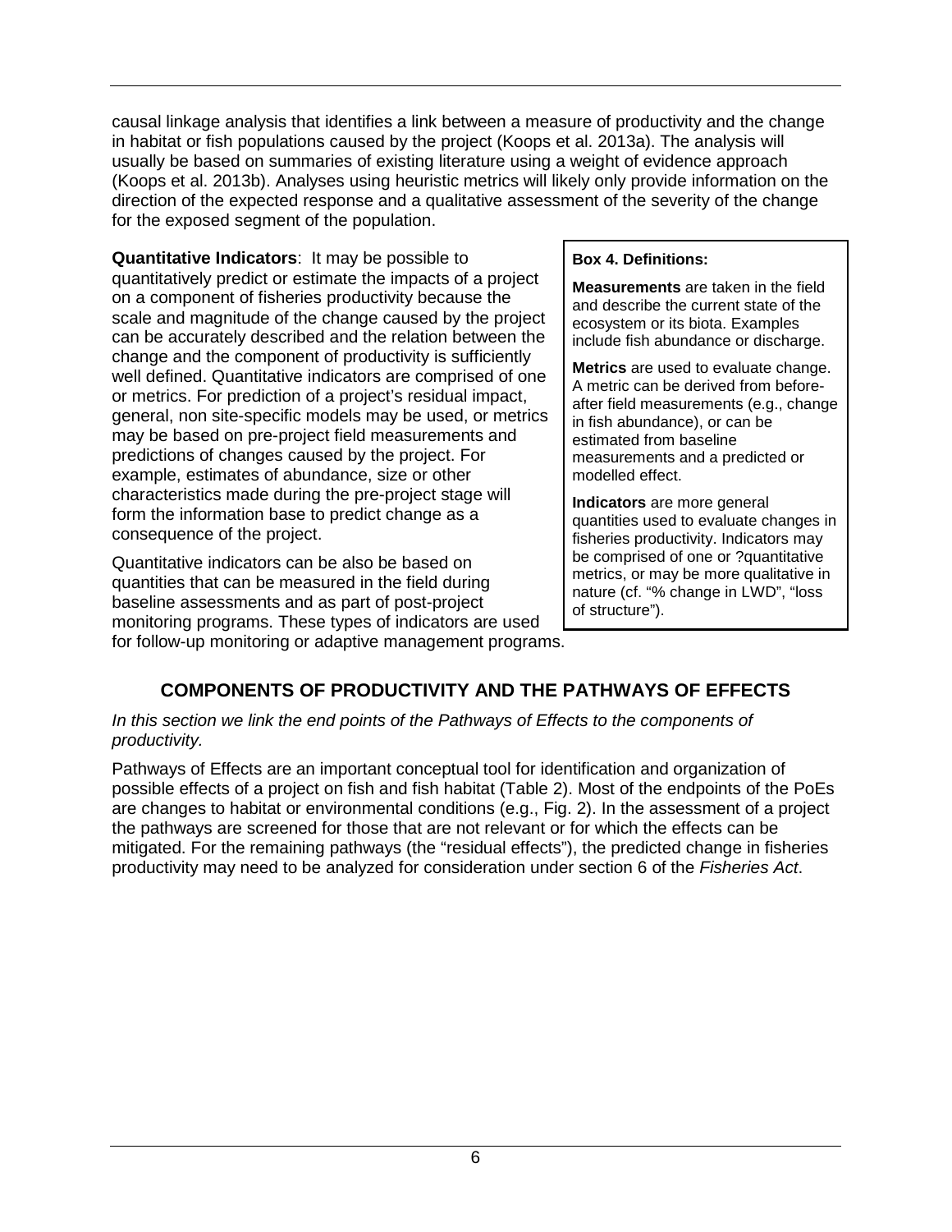causal linkage analysis that identifies a link between a measure of productivity and the change in habitat or fish populations caused by the project (Koops et al. 2013a). The analysis will usually be based on summaries of existing literature using a weight of evidence approach (Koops et al. 2013b). Analyses using heuristic metrics will likely only provide information on the direction of the expected response and a qualitative assessment of the severity of the change for the exposed segment of the population.

**Quantitative Indicators**: It may be possible to quantitatively predict or estimate the impacts of a project on a component of fisheries productivity because the scale and magnitude of the change caused by the project can be accurately described and the relation between the change and the component of productivity is sufficiently well defined. Quantitative indicators are comprised of one or metrics. For prediction of a project's residual impact, general, non site-specific models may be used, or metrics may be based on pre-project field measurements and predictions of changes caused by the project. For example, estimates of abundance, size or other characteristics made during the pre-project stage will form the information base to predict change as a consequence of the project.

Quantitative indicators can be also be based on quantities that can be measured in the field during baseline assessments and as part of post-project monitoring programs. These types of indicators are used for follow-up monitoring or adaptive management programs.

> **Box 4. Definitions:**
>
> **Measurements** are taken in the field and describe the current state of the ecosystem or its biota. Examples include fish abundance or discharge.
>
> **Metrics** are used to evaluate change. A metric can be derived from before-after field measurements (e.g., change in fish abundance), or can be estimated from baseline measurements and a predicted or modelled effect.
>
> **Indicators** are more general quantities used to evaluate changes in fisheries productivity. Indicators may be comprised of one or ?quantitative metrics, or may be more qualitative in nature (cf. "% change in LWD", "loss of structure").

## COMPONENTS OF PRODUCTIVITY AND THE PATHWAYS OF EFFECTS

*In this section we link the end points of the Pathways of Effects to the components of productivity.*

Pathways of Effects are an important conceptual tool for identification and organization of possible effects of a project on fish and fish habitat (Table 2). Most of the endpoints of the PoEs are changes to habitat or environmental conditions (e.g., Fig. 2). In the assessment of a project the pathways are screened for those that are not relevant or for which the effects can be mitigated. For the remaining pathways (the "residual effects"), the predicted change in fisheries productivity may need to be analyzed for consideration under section 6 of the *Fisheries Act*.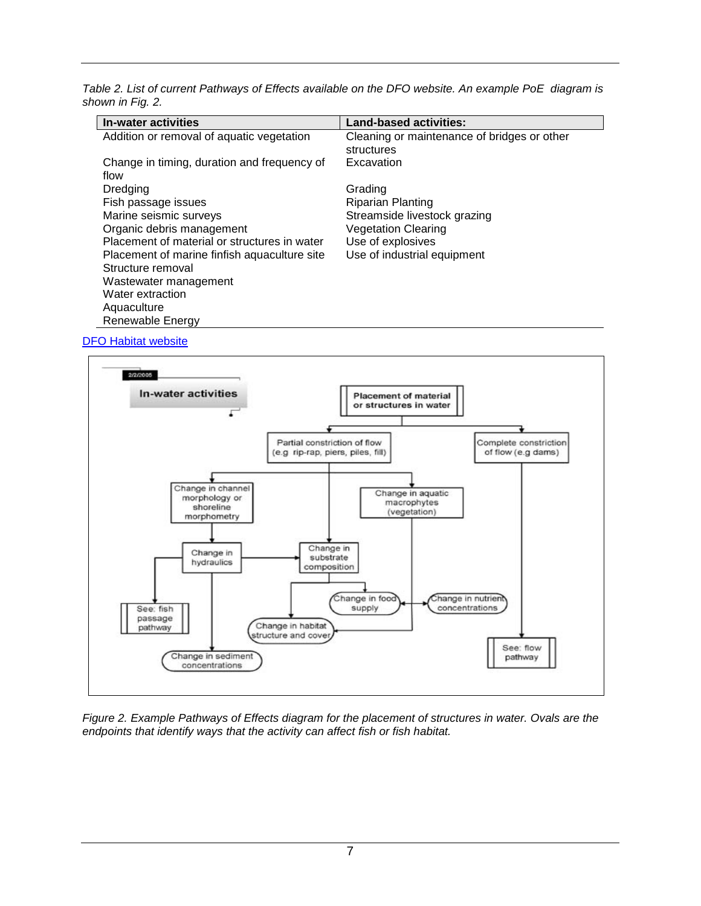*Table 2. List of current Pathways of Effects available on the DFO website. An example PoE diagram is shown in Fig. 2.*

| In-water activities | Land-based activities: |
|---|---|
| Addition or removal of aquatic vegetation | Cleaning or maintenance of bridges or other structures |
| Change in timing, duration and frequency of flow | Excavation |
| Dredging | Grading |
| Fish passage issues | Riparian Planting |
| Marine seismic surveys | Streamside livestock grazing |
| Organic debris management | Vegetation Clearing |
| Placement of material or structures in water | Use of explosives |
| Placement of marine finfish aquaculture site | Use of industrial equipment |
| Structure removal | |
| Wastewater management | |
| Water extraction | |
| Aquaculture | |
| Renewable Energy | |

[DFO Habitat website]

*Figure 2. Example Pathways of Effects diagram for the placement of structures in water. Ovals are the endpoints that identify ways that the activity can affect fish or fish habitat.*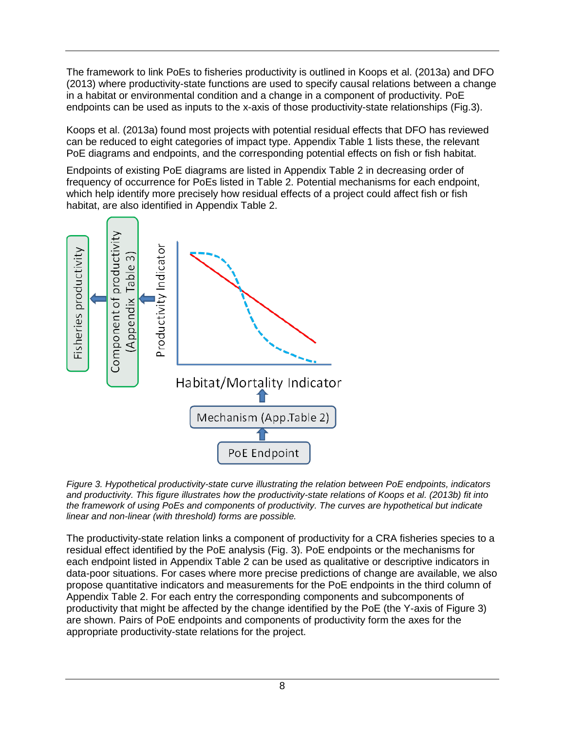The framework to link PoEs to fisheries productivity is outlined in Koops et al. (2013a) and DFO (2013) where productivity-state functions are used to specify causal relations between a change in a habitat or environmental condition and a change in a component of productivity. PoE endpoints can be used as inputs to the x-axis of those productivity-state relationships (Fig.3).

Koops et al. (2013a) found most projects with potential residual effects that DFO has reviewed can be reduced to eight categories of impact type. Appendix Table 1 lists these, the relevant PoE diagrams and endpoints, and the corresponding potential effects on fish or fish habitat.

Endpoints of existing PoE diagrams are listed in Appendix Table 2 in decreasing order of frequency of occurrence for PoEs listed in Table 2. Potential mechanisms for each endpoint, which help identify more precisely how residual effects of a project could affect fish or fish habitat, are also identified in Appendix Table 2.

*Figure 3. Hypothetical productivity-state curve illustrating the relation between PoE endpoints, indicators and productivity. This figure illustrates how the productivity-state relations of Koops et al. (2013b) fit into the framework of using PoEs and components of productivity. The curves are hypothetical but indicate linear and non-linear (with threshold) forms are possible.*

The productivity-state relation links a component of productivity for a CRA fisheries species to a residual effect identified by the PoE analysis (Fig. 3). PoE endpoints or the mechanisms for each endpoint listed in Appendix Table 2 can be used as qualitative or descriptive indicators in data-poor situations. For cases where more precise predictions of change are available, we also propose quantitative indicators and measurements for the PoE endpoints in the third column of Appendix Table 2. For each entry the corresponding components and subcomponents of productivity that might be affected by the change identified by the PoE (the Y-axis of Figure 3) are shown. Pairs of PoE endpoints and components of productivity form the axes for the appropriate productivity-state relations for the project.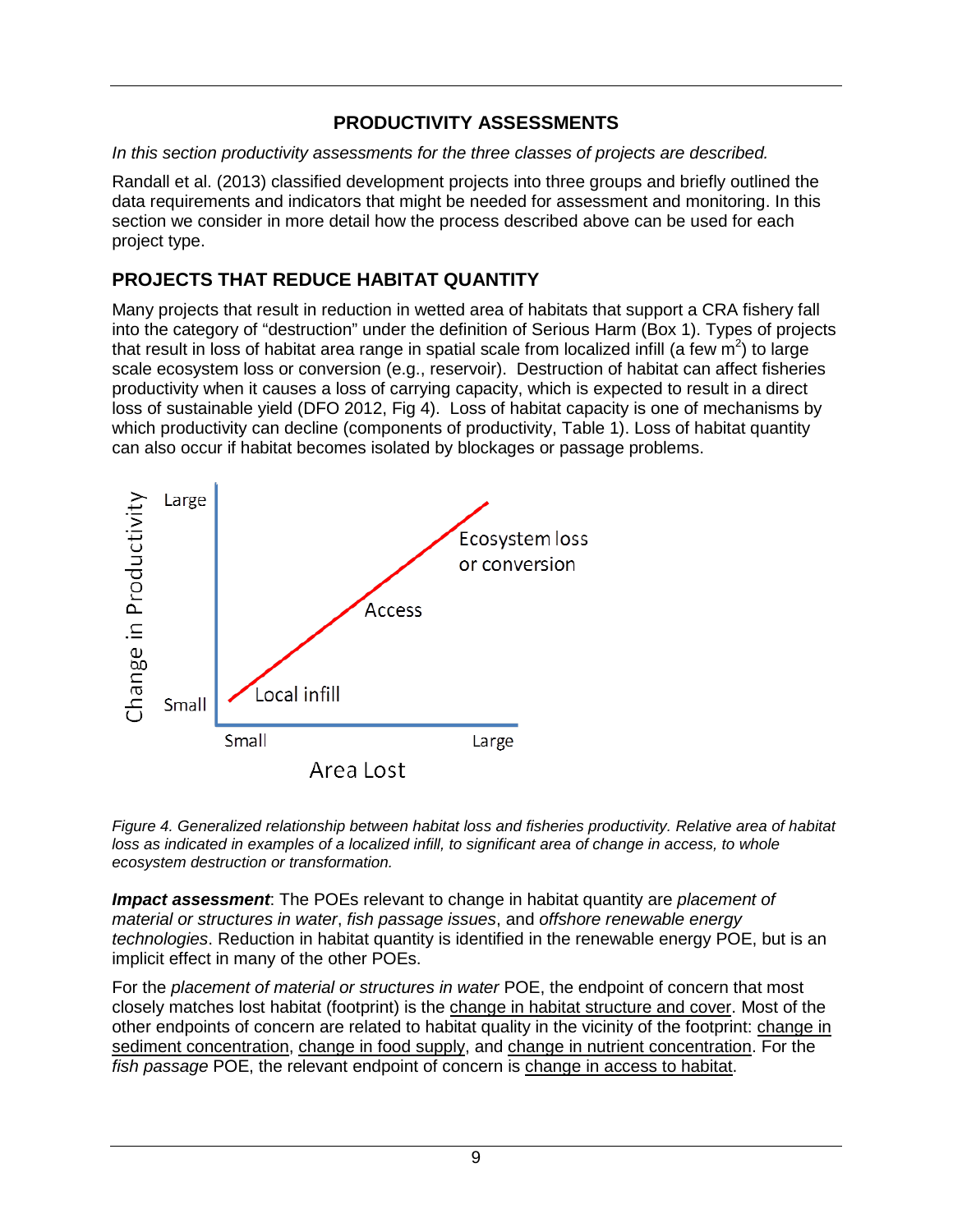## PRODUCTIVITY ASSESSMENTS

*In this section productivity assessments for the three classes of projects are described.*

Randall et al. (2013) classified development projects into three groups and briefly outlined the data requirements and indicators that might be needed for assessment and monitoring. In this section we consider in more detail how the process described above can be used for each project type.

## PROJECTS THAT REDUCE HABITAT QUANTITY

Many projects that result in reduction in wetted area of habitats that support a CRA fishery fall into the category of "destruction" under the definition of Serious Harm (Box 1). Types of projects that result in loss of habitat area range in spatial scale from localized infill (a few $m^2$) to large scale ecosystem loss or conversion (e.g., reservoir). Destruction of habitat can affect fisheries productivity when it causes a loss of carrying capacity, which is expected to result in a direct loss of sustainable yield (DFO 2012, Fig 4). Loss of habitat capacity is one of mechanisms by which productivity can decline (components of productivity, Table 1). Loss of habitat quantity can also occur if habitat becomes isolated by blockages or passage problems.

*Figure 4. Generalized relationship between habitat loss and fisheries productivity. Relative area of habitat loss as indicated in examples of a localized infill, to significant area of change in access, to whole ecosystem destruction or transformation.*

***Impact assessment***: The POEs relevant to change in habitat quantity are *placement of material or structures in water*, *fish passage issues*, and *offshore renewable energy technologies*. Reduction in habitat quantity is identified in the renewable energy POE, but is an implicit effect in many of the other POEs.

For the *placement of material or structures in water* POE, the endpoint of concern that most closely matches lost habitat (footprint) is the change in habitat structure and cover. Most of the other endpoints of concern are related to habitat quality in the vicinity of the footprint: change in sediment concentration, change in food supply, and change in nutrient concentration. For the *fish passage* POE, the relevant endpoint of concern is change in access to habitat.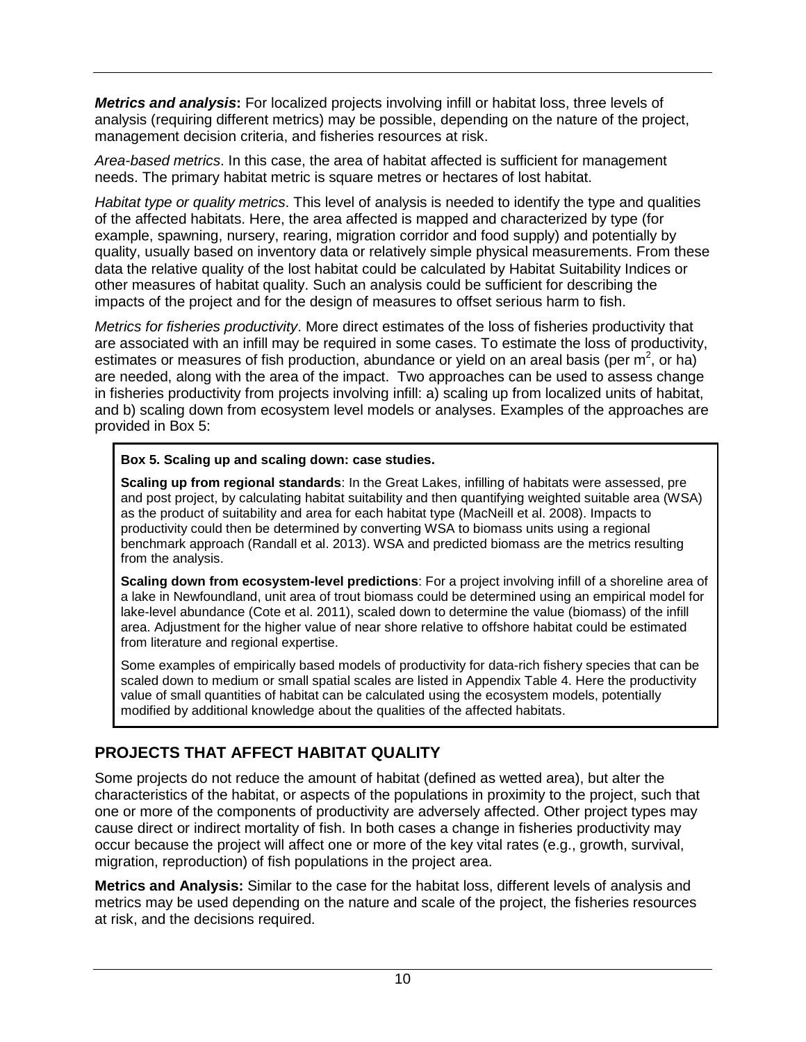***Metrics and analysis*:** For localized projects involving infill or habitat loss, three levels of analysis (requiring different metrics) may be possible, depending on the nature of the project, management decision criteria, and fisheries resources at risk.

*Area-based metrics*. In this case, the area of habitat affected is sufficient for management needs. The primary habitat metric is square metres or hectares of lost habitat.

*Habitat type or quality metrics*. This level of analysis is needed to identify the type and qualities of the affected habitats. Here, the area affected is mapped and characterized by type (for example, spawning, nursery, rearing, migration corridor and food supply) and potentially by quality, usually based on inventory data or relatively simple physical measurements. From these data the relative quality of the lost habitat could be calculated by Habitat Suitability Indices or other measures of habitat quality. Such an analysis could be sufficient for describing the impacts of the project and for the design of measures to offset serious harm to fish.

*Metrics for fisheries productivity*. More direct estimates of the loss of fisheries productivity that are associated with an infill may be required in some cases. To estimate the loss of productivity, estimates or measures of fish production, abundance or yield on an areal basis (per $m^2$, or ha) are needed, along with the area of the impact. Two approaches can be used to assess change in fisheries productivity from projects involving infill: a) scaling up from localized units of habitat, and b) scaling down from ecosystem level models or analyses. Examples of the approaches are provided in Box 5:

> **Box 5. Scaling up and scaling down: case studies.**
>
> **Scaling up from regional standards**: In the Great Lakes, infilling of habitats were assessed, pre and post project, by calculating habitat suitability and then quantifying weighted suitable area (WSA) as the product of suitability and area for each habitat type (MacNeill et al. 2008). Impacts to productivity could then be determined by converting WSA to biomass units using a regional benchmark approach (Randall et al. 2013). WSA and predicted biomass are the metrics resulting from the analysis.
>
> **Scaling down from ecosystem-level predictions**: For a project involving infill of a shoreline area of a lake in Newfoundland, unit area of trout biomass could be determined using an empirical model for lake-level abundance (Cote et al. 2011), scaled down to determine the value (biomass) of the infill area. Adjustment for the higher value of near shore relative to offshore habitat could be estimated from literature and regional expertise.
>
> Some examples of empirically based models of productivity for data-rich fishery species that can be scaled down to medium or small spatial scales are listed in Appendix Table 4. Here the productivity value of small quantities of habitat can be calculated using the ecosystem models, potentially modified by additional knowledge about the qualities of the affected habitats.

## PROJECTS THAT AFFECT HABITAT QUALITY

Some projects do not reduce the amount of habitat (defined as wetted area), but alter the characteristics of the habitat, or aspects of the populations in proximity to the project, such that one or more of the components of productivity are adversely affected. Other project types may cause direct or indirect mortality of fish. In both cases a change in fisheries productivity may occur because the project will affect one or more of the key vital rates (e.g., growth, survival, migration, reproduction) of fish populations in the project area.

**Metrics and Analysis:** Similar to the case for the habitat loss, different levels of analysis and metrics may be used depending on the nature and scale of the project, the fisheries resources at risk, and the decisions required.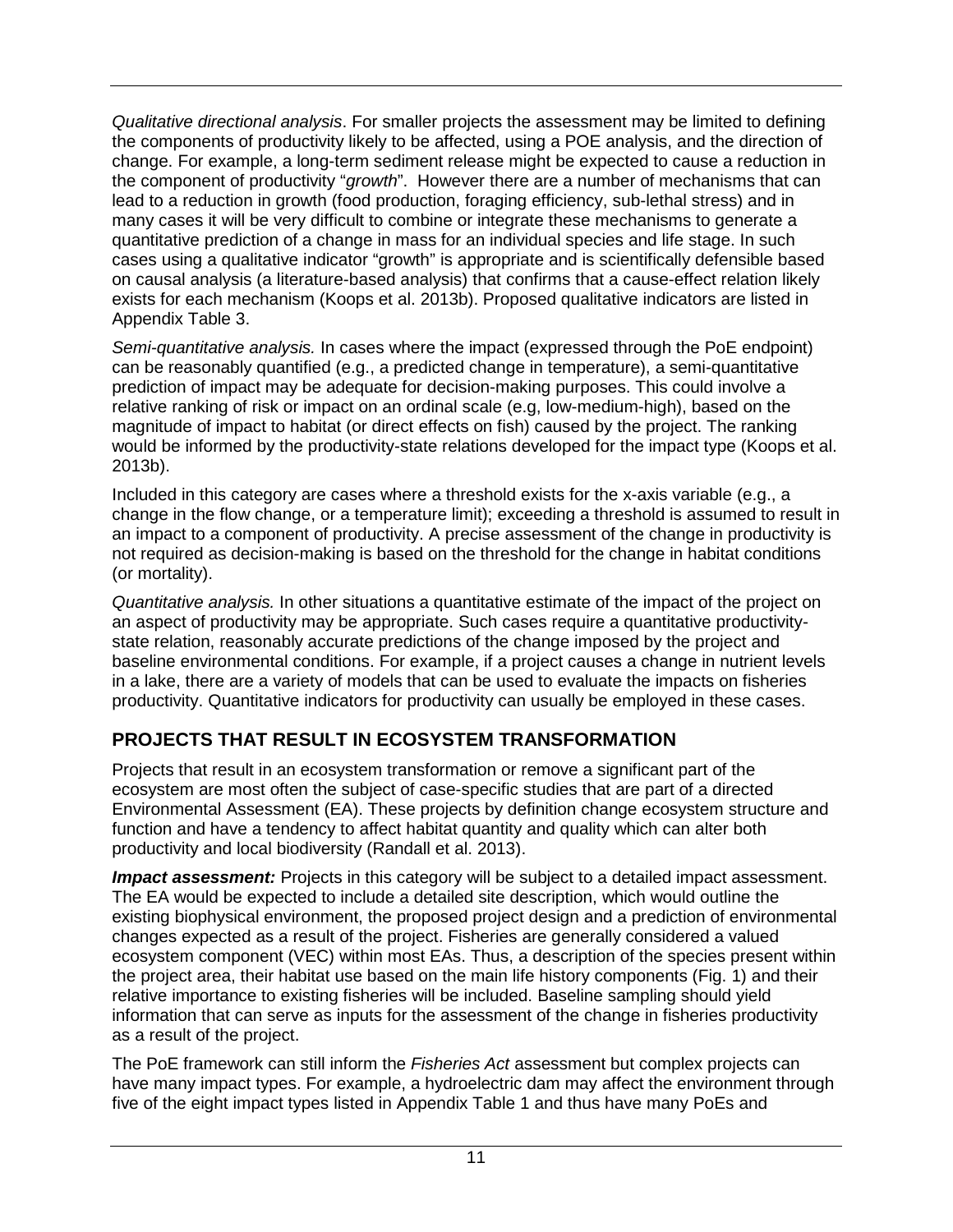*Qualitative directional analysis*. For smaller projects the assessment may be limited to defining the components of productivity likely to be affected, using a POE analysis, and the direction of change. For example, a long-term sediment release might be expected to cause a reduction in the component of productivity "*growth*". However there are a number of mechanisms that can lead to a reduction in growth (food production, foraging efficiency, sub-lethal stress) and in many cases it will be very difficult to combine or integrate these mechanisms to generate a quantitative prediction of a change in mass for an individual species and life stage. In such cases using a qualitative indicator "growth" is appropriate and is scientifically defensible based on causal analysis (a literature-based analysis) that confirms that a cause-effect relation likely exists for each mechanism (Koops et al. 2013b). Proposed qualitative indicators are listed in Appendix Table 3.

*Semi-quantitative analysis.* In cases where the impact (expressed through the PoE endpoint) can be reasonably quantified (e.g., a predicted change in temperature), a semi-quantitative prediction of impact may be adequate for decision-making purposes. This could involve a relative ranking of risk or impact on an ordinal scale (e.g, low-medium-high), based on the magnitude of impact to habitat (or direct effects on fish) caused by the project. The ranking would be informed by the productivity-state relations developed for the impact type (Koops et al. 2013b).

Included in this category are cases where a threshold exists for the x-axis variable (e.g., a change in the flow change, or a temperature limit); exceeding a threshold is assumed to result in an impact to a component of productivity. A precise assessment of the change in productivity is not required as decision-making is based on the threshold for the change in habitat conditions (or mortality).

*Quantitative analysis.* In other situations a quantitative estimate of the impact of the project on an aspect of productivity may be appropriate. Such cases require a quantitative productivity-state relation, reasonably accurate predictions of the change imposed by the project and baseline environmental conditions. For example, if a project causes a change in nutrient levels in a lake, there are a variety of models that can be used to evaluate the impacts on fisheries productivity. Quantitative indicators for productivity can usually be employed in these cases.

## PROJECTS THAT RESULT IN ECOSYSTEM TRANSFORMATION

Projects that result in an ecosystem transformation or remove a significant part of the ecosystem are most often the subject of case-specific studies that are part of a directed Environmental Assessment (EA). These projects by definition change ecosystem structure and function and have a tendency to affect habitat quantity and quality which can alter both productivity and local biodiversity (Randall et al. 2013).

***Impact assessment:*** Projects in this category will be subject to a detailed impact assessment. The EA would be expected to include a detailed site description, which would outline the existing biophysical environment, the proposed project design and a prediction of environmental changes expected as a result of the project. Fisheries are generally considered a valued ecosystem component (VEC) within most EAs. Thus, a description of the species present within the project area, their habitat use based on the main life history components (Fig. 1) and their relative importance to existing fisheries will be included. Baseline sampling should yield information that can serve as inputs for the assessment of the change in fisheries productivity as a result of the project.

The PoE framework can still inform the *Fisheries Act* assessment but complex projects can have many impact types. For example, a hydroelectric dam may affect the environment through five of the eight impact types listed in Appendix Table 1 and thus have many PoEs and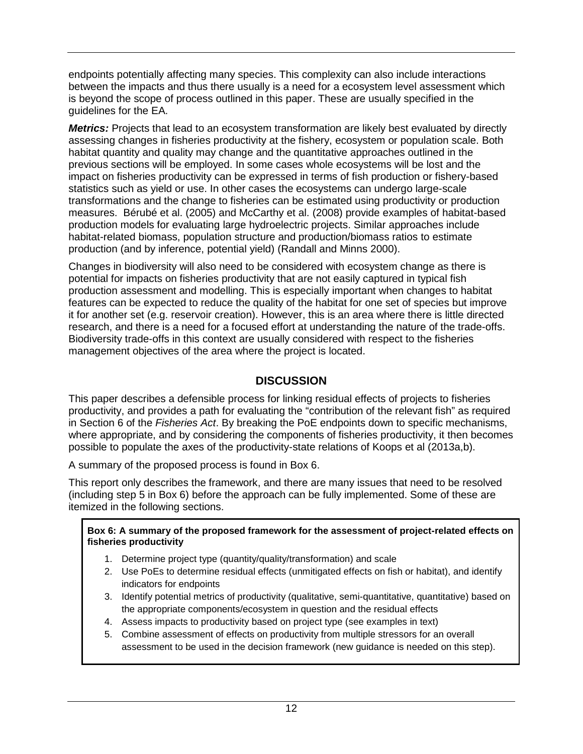endpoints potentially affecting many species. This complexity can also include interactions between the impacts and thus there usually is a need for a ecosystem level assessment which is beyond the scope of process outlined in this paper. These are usually specified in the guidelines for the EA.

***Metrics:*** Projects that lead to an ecosystem transformation are likely best evaluated by directly assessing changes in fisheries productivity at the fishery, ecosystem or population scale. Both habitat quantity and quality may change and the quantitative approaches outlined in the previous sections will be employed. In some cases whole ecosystems will be lost and the impact on fisheries productivity can be expressed in terms of fish production or fishery-based statistics such as yield or use. In other cases the ecosystems can undergo large-scale transformations and the change to fisheries can be estimated using productivity or production measures. Bérubé et al. (2005) and McCarthy et al. (2008) provide examples of habitat-based production models for evaluating large hydroelectric projects. Similar approaches include habitat-related biomass, population structure and production/biomass ratios to estimate production (and by inference, potential yield) (Randall and Minns 2000).

Changes in biodiversity will also need to be considered with ecosystem change as there is potential for impacts on fisheries productivity that are not easily captured in typical fish production assessment and modelling. This is especially important when changes to habitat features can be expected to reduce the quality of the habitat for one set of species but improve it for another set (e.g. reservoir creation). However, this is an area where there is little directed research, and there is a need for a focused effort at understanding the nature of the trade-offs. Biodiversity trade-offs in this context are usually considered with respect to the fisheries management objectives of the area where the project is located.

## DISCUSSION

This paper describes a defensible process for linking residual effects of projects to fisheries productivity, and provides a path for evaluating the "contribution of the relevant fish" as required in Section 6 of the *Fisheries Act*. By breaking the PoE endpoints down to specific mechanisms, where appropriate, and by considering the components of fisheries productivity, it then becomes possible to populate the axes of the productivity-state relations of Koops et al (2013a,b).

A summary of the proposed process is found in Box 6.

This report only describes the framework, and there are many issues that need to be resolved (including step 5 in Box 6) before the approach can be fully implemented. Some of these are itemized in the following sections.

**Box 6: A summary of the proposed framework for the assessment of project-related effects on fisheries productivity**

1. Determine project type (quantity/quality/transformation) and scale
2. Use PoEs to determine residual effects (unmitigated effects on fish or habitat), and identify indicators for endpoints
3. Identify potential metrics of productivity (qualitative, semi-quantitative, quantitative) based on the appropriate components/ecosystem in question and the residual effects
4. Assess impacts to productivity based on project type (see examples in text)
5. Combine assessment of effects on productivity from multiple stressors for an overall assessment to be used in the decision framework (new guidance is needed on this step).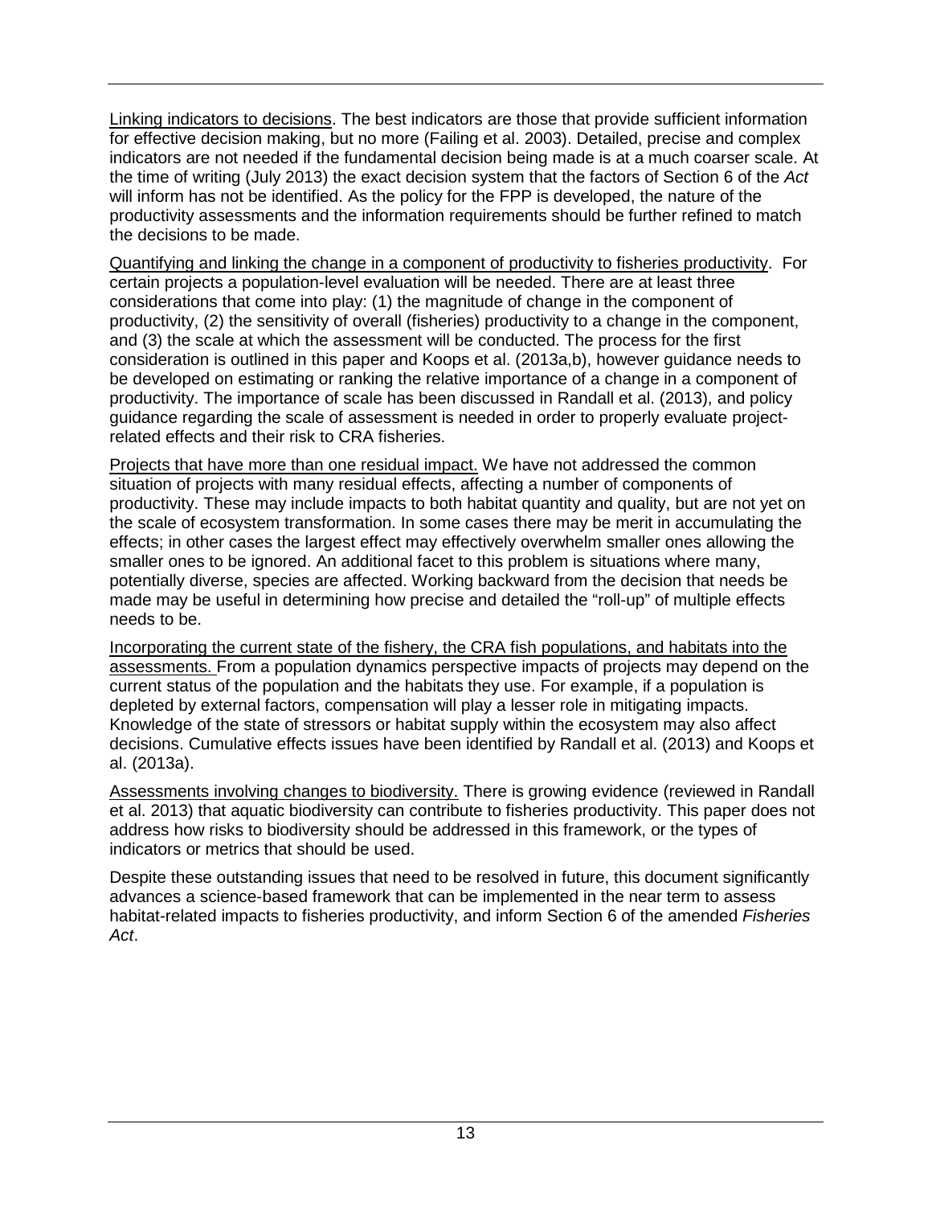Linking indicators to decisions. The best indicators are those that provide sufficient information for effective decision making, but no more (Failing et al. 2003). Detailed, precise and complex indicators are not needed if the fundamental decision being made is at a much coarser scale. At the time of writing (July 2013) the exact decision system that the factors of Section 6 of the *Act* will inform has not be identified. As the policy for the FPP is developed, the nature of the productivity assessments and the information requirements should be further refined to match the decisions to be made.

Quantifying and linking the change in a component of productivity to fisheries productivity. For certain projects a population-level evaluation will be needed. There are at least three considerations that come into play: (1) the magnitude of change in the component of productivity, (2) the sensitivity of overall (fisheries) productivity to a change in the component, and (3) the scale at which the assessment will be conducted. The process for the first consideration is outlined in this paper and Koops et al. (2013a,b), however guidance needs to be developed on estimating or ranking the relative importance of a change in a component of productivity. The importance of scale has been discussed in Randall et al. (2013), and policy guidance regarding the scale of assessment is needed in order to properly evaluate project-related effects and their risk to CRA fisheries.

Projects that have more than one residual impact. We have not addressed the common situation of projects with many residual effects, affecting a number of components of productivity. These may include impacts to both habitat quantity and quality, but are not yet on the scale of ecosystem transformation. In some cases there may be merit in accumulating the effects; in other cases the largest effect may effectively overwhelm smaller ones allowing the smaller ones to be ignored. An additional facet to this problem is situations where many, potentially diverse, species are affected. Working backward from the decision that needs be made may be useful in determining how precise and detailed the "roll-up" of multiple effects needs to be.

Incorporating the current state of the fishery, the CRA fish populations, and habitats into the assessments. From a population dynamics perspective impacts of projects may depend on the current status of the population and the habitats they use. For example, if a population is depleted by external factors, compensation will play a lesser role in mitigating impacts. Knowledge of the state of stressors or habitat supply within the ecosystem may also affect decisions. Cumulative effects issues have been identified by Randall et al. (2013) and Koops et al. (2013a).

Assessments involving changes to biodiversity. There is growing evidence (reviewed in Randall et al. 2013) that aquatic biodiversity can contribute to fisheries productivity. This paper does not address how risks to biodiversity should be addressed in this framework, or the types of indicators or metrics that should be used.

Despite these outstanding issues that need to be resolved in future, this document significantly advances a science-based framework that can be implemented in the near term to assess habitat-related impacts to fisheries productivity, and inform Section 6 of the amended *Fisheries Act*.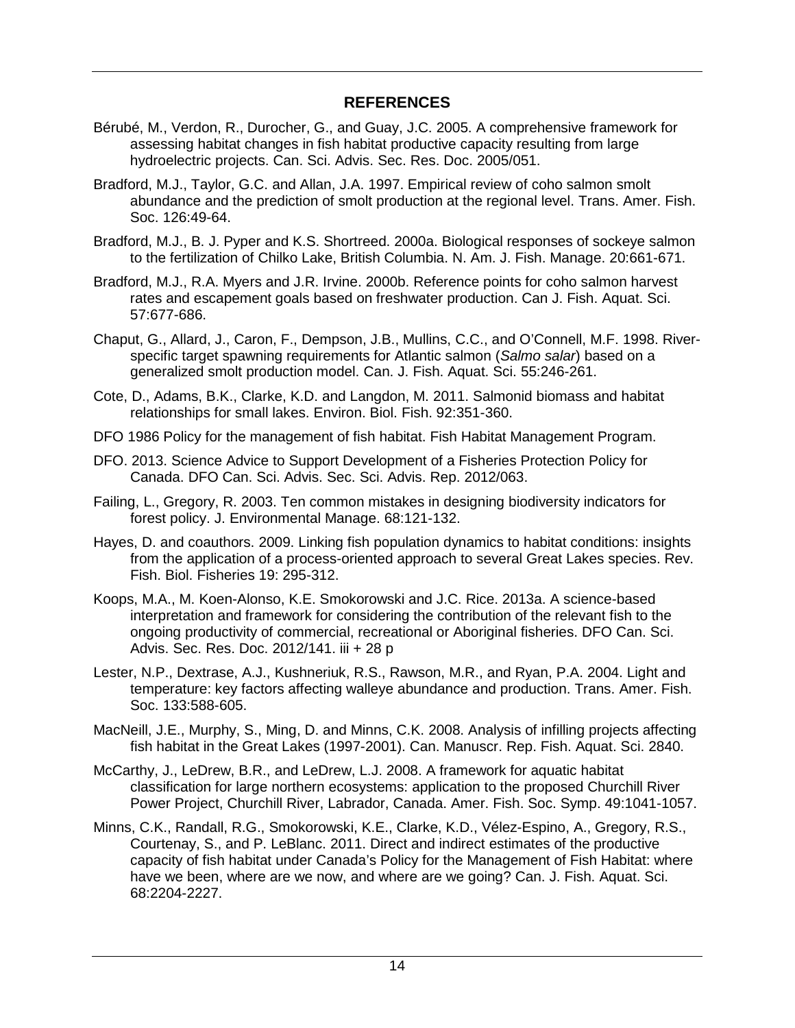## REFERENCES

Bérubé, M., Verdon, R., Durocher, G., and Guay, J.C. 2005. A comprehensive framework for assessing habitat changes in fish habitat productive capacity resulting from large hydroelectric projects. Can. Sci. Advis. Sec. Res. Doc. 2005/051.

Bradford, M.J., Taylor, G.C. and Allan, J.A. 1997. Empirical review of coho salmon smolt abundance and the prediction of smolt production at the regional level. Trans. Amer. Fish. Soc. 126:49-64.

Bradford, M.J., B. J. Pyper and K.S. Shortreed. 2000a. Biological responses of sockeye salmon to the fertilization of Chilko Lake, British Columbia. N. Am. J. Fish. Manage. 20:661-671.

Bradford, M.J., R.A. Myers and J.R. Irvine. 2000b. Reference points for coho salmon harvest rates and escapement goals based on freshwater production. Can J. Fish. Aquat. Sci. 57:677-686.

Chaput, G., Allard, J., Caron, F., Dempson, J.B., Mullins, C.C., and O'Connell, M.F. 1998. River-specific target spawning requirements for Atlantic salmon (*Salmo salar*) based on a generalized smolt production model. Can. J. Fish. Aquat. Sci. 55:246-261.

Cote, D., Adams, B.K., Clarke, K.D. and Langdon, M. 2011. Salmonid biomass and habitat relationships for small lakes. Environ. Biol. Fish. 92:351-360.

DFO 1986 Policy for the management of fish habitat. Fish Habitat Management Program.

DFO. 2013. Science Advice to Support Development of a Fisheries Protection Policy for Canada. DFO Can. Sci. Advis. Sec. Sci. Advis. Rep. 2012/063.

Failing, L., Gregory, R. 2003. Ten common mistakes in designing biodiversity indicators for forest policy. J. Environmental Manage. 68:121-132.

Hayes, D. and coauthors. 2009. Linking fish population dynamics to habitat conditions: insights from the application of a process-oriented approach to several Great Lakes species. Rev. Fish. Biol. Fisheries 19: 295-312.

Koops, M.A., M. Koen-Alonso, K.E. Smokorowski and J.C. Rice. 2013a. A science-based interpretation and framework for considering the contribution of the relevant fish to the ongoing productivity of commercial, recreational or Aboriginal fisheries. DFO Can. Sci. Advis. Sec. Res. Doc. 2012/141. iii + 28 p

Lester, N.P., Dextrase, A.J., Kushneriuk, R.S., Rawson, M.R., and Ryan, P.A. 2004. Light and temperature: key factors affecting walleye abundance and production. Trans. Amer. Fish. Soc. 133:588-605.

MacNeill, J.E., Murphy, S., Ming, D. and Minns, C.K. 2008. Analysis of infilling projects affecting fish habitat in the Great Lakes (1997-2001). Can. Manuscr. Rep. Fish. Aquat. Sci. 2840.

McCarthy, J., LeDrew, B.R., and LeDrew, L.J. 2008. A framework for aquatic habitat classification for large northern ecosystems: application to the proposed Churchill River Power Project, Churchill River, Labrador, Canada. Amer. Fish. Soc. Symp. 49:1041-1057.

Minns, C.K., Randall, R.G., Smokorowski, K.E., Clarke, K.D., Vélez-Espino, A., Gregory, R.S., Courtenay, S., and P. LeBlanc. 2011. Direct and indirect estimates of the productive capacity of fish habitat under Canada's Policy for the Management of Fish Habitat: where have we been, where are we now, and where are we going? Can. J. Fish. Aquat. Sci. 68:2204-2227.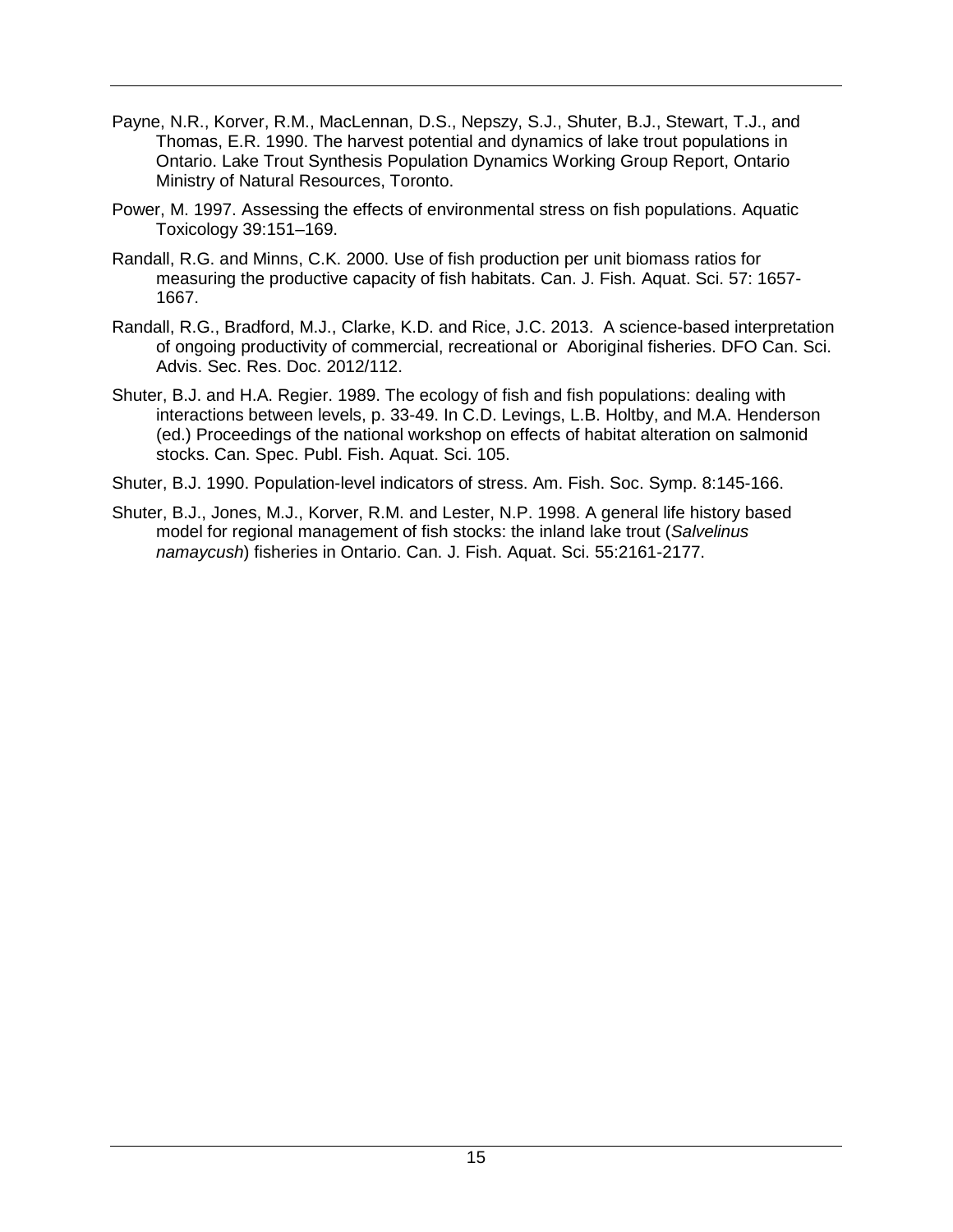Payne, N.R., Korver, R.M., MacLennan, D.S., Nepszy, S.J., Shuter, B.J., Stewart, T.J., and Thomas, E.R. 1990. The harvest potential and dynamics of lake trout populations in Ontario. Lake Trout Synthesis Population Dynamics Working Group Report, Ontario Ministry of Natural Resources, Toronto.

Power, M. 1997. Assessing the effects of environmental stress on fish populations. Aquatic Toxicology 39:151–169.

Randall, R.G. and Minns, C.K. 2000. Use of fish production per unit biomass ratios for measuring the productive capacity of fish habitats. Can. J. Fish. Aquat. Sci. 57: 1657-1667.

Randall, R.G., Bradford, M.J., Clarke, K.D. and Rice, J.C. 2013. A science-based interpretation of ongoing productivity of commercial, recreational or Aboriginal fisheries. DFO Can. Sci. Advis. Sec. Res. Doc. 2012/112.

Shuter, B.J. and H.A. Regier. 1989. The ecology of fish and fish populations: dealing with interactions between levels, p. 33-49. In C.D. Levings, L.B. Holtby, and M.A. Henderson (ed.) Proceedings of the national workshop on effects of habitat alteration on salmonid stocks. Can. Spec. Publ. Fish. Aquat. Sci. 105.

Shuter, B.J. 1990. Population-level indicators of stress. Am. Fish. Soc. Symp. 8:145-166.

Shuter, B.J., Jones, M.J., Korver, R.M. and Lester, N.P. 1998. A general life history based model for regional management of fish stocks: the inland lake trout (*Salvelinus namaycush*) fisheries in Ontario. Can. J. Fish. Aquat. Sci. 55:2161-2177.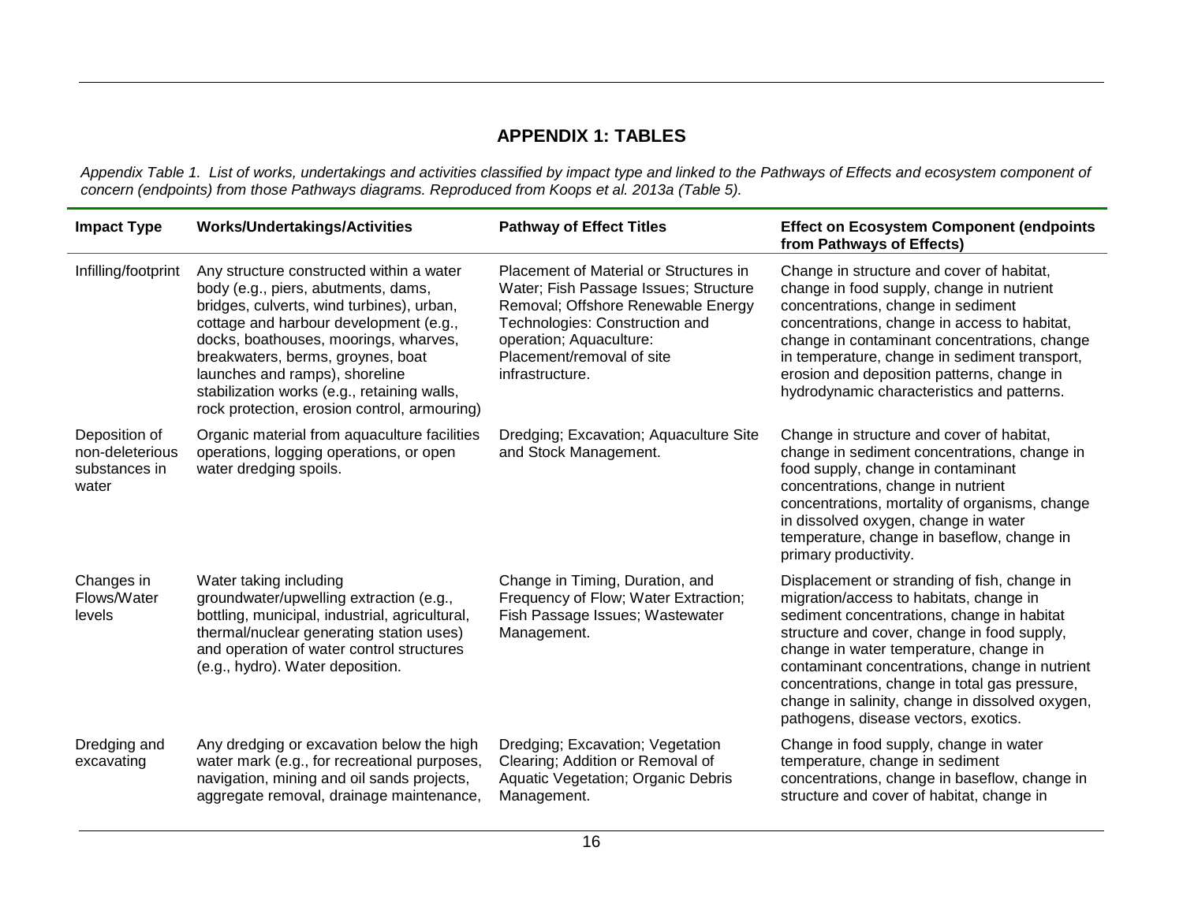# APPENDIX 1: TABLES

*Appendix Table 1. List of works, undertakings and activities classified by impact type and linked to the Pathways of Effects and ecosystem component of concern (endpoints) from those Pathways diagrams. Reproduced from Koops et al. 2013a (Table 5).*

| Impact Type | Works/Undertakings/Activities | Pathway of Effect Titles | Effect on Ecosystem Component (endpoints from Pathways of Effects) |
|---|---|---|---|
| Infilling/footprint | Any structure constructed within a water body (e.g., piers, abutments, dams, bridges, culverts, wind turbines), urban, cottage and harbour development (e.g., docks, boathouses, moorings, wharves, breakwaters, berms, groynes, boat launches and ramps), shoreline stabilization works (e.g., retaining walls, rock protection, erosion control, armouring) | Placement of Material or Structures in Water; Fish Passage Issues; Structure Removal; Offshore Renewable Energy Technologies: Construction and operation; Aquaculture: Placement/removal of site infrastructure. | Change in structure and cover of habitat, change in food supply, change in nutrient concentrations, change in sediment concentrations, change in access to habitat, change in contaminant concentrations, change in temperature, change in sediment transport, erosion and deposition patterns, change in hydrodynamic characteristics and patterns. |
| Deposition of non-deleterious substances in water | Organic material from aquaculture facilities operations, logging operations, or open water dredging spoils. | Dredging; Excavation; Aquaculture Site and Stock Management. | Change in structure and cover of habitat, change in sediment concentrations, change in food supply, change in contaminant concentrations, change in nutrient concentrations, mortality of organisms, change in dissolved oxygen, change in water temperature, change in baseflow, change in primary productivity. |
| Changes in Flows/Water levels | Water taking including groundwater/upwelling extraction (e.g., bottling, municipal, industrial, agricultural, thermal/nuclear generating station uses) and operation of water control structures (e.g., hydro). Water deposition. | Change in Timing, Duration, and Frequency of Flow; Water Extraction; Fish Passage Issues; Wastewater Management. | Displacement or stranding of fish, change in migration/access to habitats, change in sediment concentrations, change in habitat structure and cover, change in food supply, change in water temperature, change in contaminant concentrations, change in nutrient concentrations, change in total gas pressure, change in salinity, change in dissolved oxygen, pathogens, disease vectors, exotics. |
| Dredging and excavating | Any dredging or excavation below the high water mark (e.g., for recreational purposes, navigation, mining and oil sands projects, aggregate removal, drainage maintenance, | Dredging; Excavation; Vegetation Clearing; Addition or Removal of Aquatic Vegetation; Organic Debris Management. | Change in food supply, change in water temperature, change in sediment concentrations, change in baseflow, change in structure and cover of habitat, change in |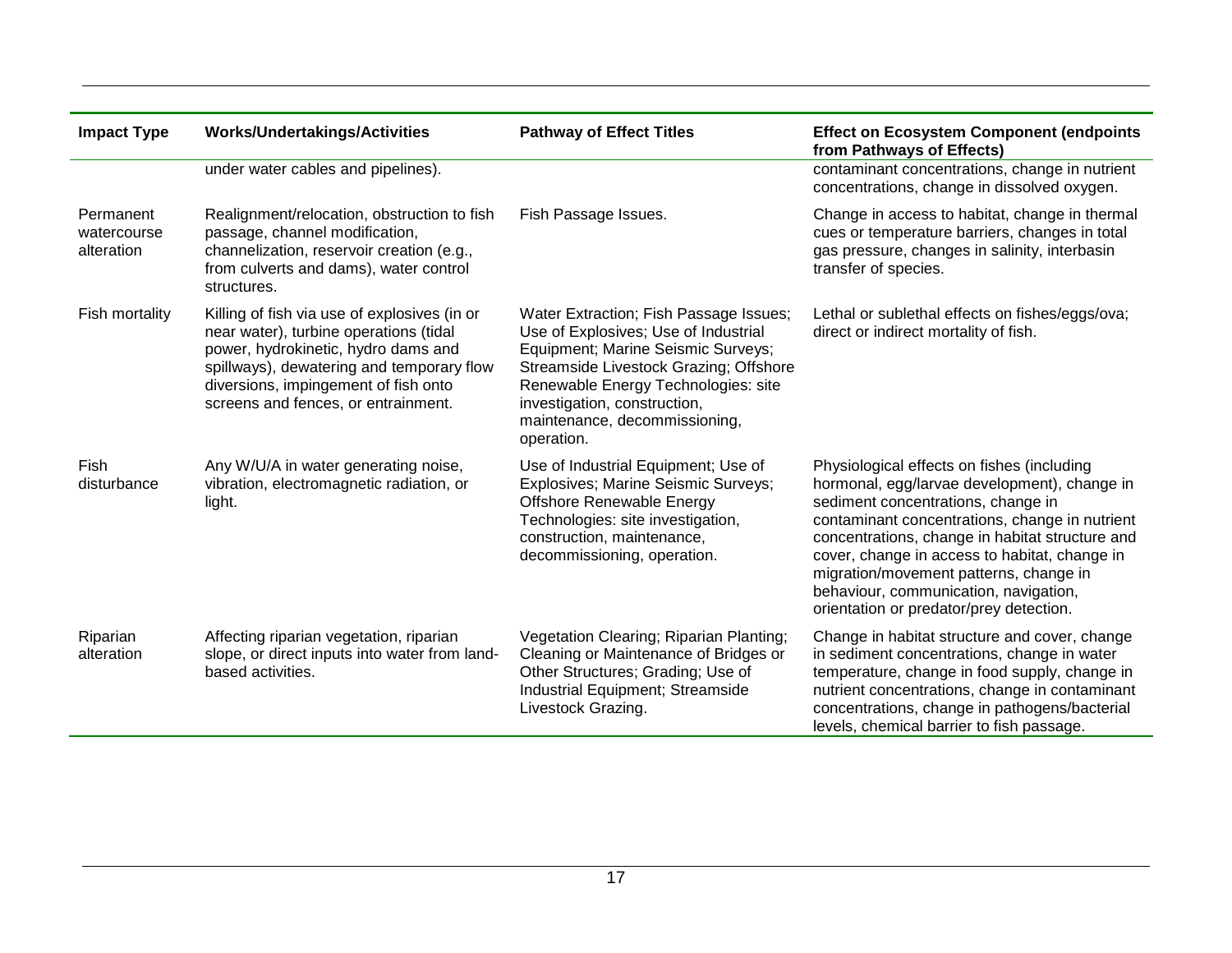| Impact Type | Works/Undertakings/Activities | Pathway of Effect Titles | Effect on Ecosystem Component (endpoints from Pathways of Effects) |
|---|---|---|---|
| | under water cables and pipelines). | | contaminant concentrations, change in nutrient concentrations, change in dissolved oxygen. |
| Permanent watercourse alteration | Realignment/relocation, obstruction to fish passage, channel modification, channelization, reservoir creation (e.g., from culverts and dams), water control structures. | Fish Passage Issues. | Change in access to habitat, change in thermal cues or temperature barriers, changes in total gas pressure, changes in salinity, interbasin transfer of species. |
| Fish mortality | Killing of fish via use of explosives (in or near water), turbine operations (tidal power, hydrokinetic, hydro dams and spillways), dewatering and temporary flow diversions, impingement of fish onto screens and fences, or entrainment. | Water Extraction; Fish Passage Issues; Use of Explosives; Use of Industrial Equipment; Marine Seismic Surveys; Streamside Livestock Grazing; Offshore Renewable Energy Technologies: site investigation, construction, maintenance, decommissioning, operation. | Lethal or sublethal effects on fishes/eggs/ova; direct or indirect mortality of fish. |
| Fish disturbance | Any W/U/A in water generating noise, vibration, electromagnetic radiation, or light. | Use of Industrial Equipment; Use of Explosives; Marine Seismic Surveys; Offshore Renewable Energy Technologies: site investigation, construction, maintenance, decommissioning, operation. | Physiological effects on fishes (including hormonal, egg/larvae development), change in sediment concentrations, change in contaminant concentrations, change in nutrient concentrations, change in habitat structure and cover, change in access to habitat, change in migration/movement patterns, change in behaviour, communication, navigation, orientation or predator/prey detection. |
| Riparian alteration | Affecting riparian vegetation, riparian slope, or direct inputs into water from land-based activities. | Vegetation Clearing; Riparian Planting; Cleaning or Maintenance of Bridges or Other Structures; Grading; Use of Industrial Equipment; Streamside Livestock Grazing. | Change in habitat structure and cover, change in sediment concentrations, change in water temperature, change in food supply, change in nutrient concentrations, change in contaminant concentrations, change in pathogens/bacterial levels, chemical barrier to fish passage. |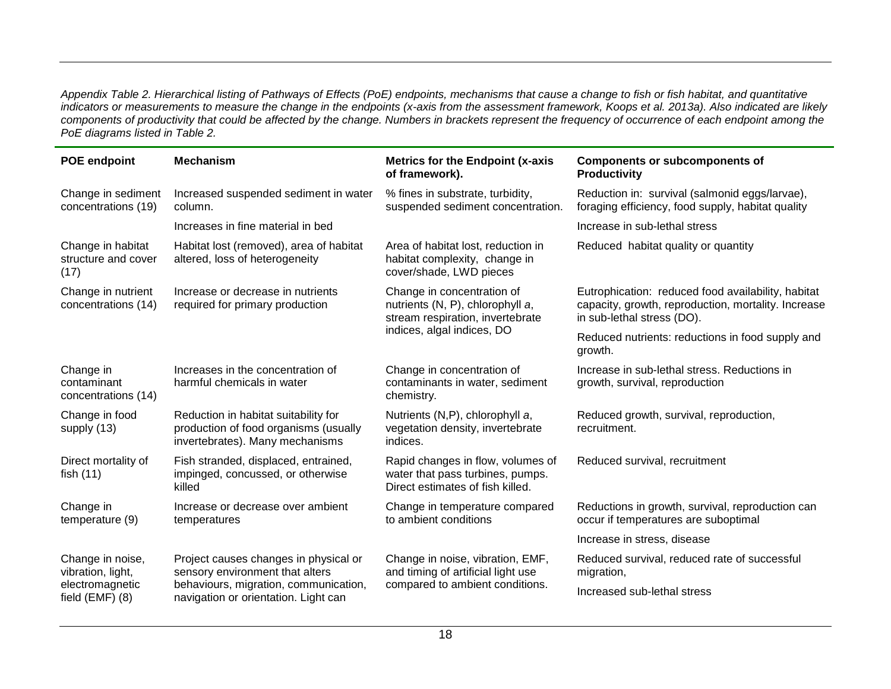*Appendix Table 2. Hierarchical listing of Pathways of Effects (PoE) endpoints, mechanisms that cause a change to fish or fish habitat, and quantitative indicators or measurements to measure the change in the endpoints (x-axis from the assessment framework, Koops et al. 2013a). Also indicated are likely components of productivity that could be affected by the change. Numbers in brackets represent the frequency of occurrence of each endpoint among the PoE diagrams listed in Table 2.*

| POE endpoint | Mechanism | Metrics for the Endpoint (x-axis of framework). | Components or subcomponents of Productivity |
|---|---|---|---|
| Change in sediment concentrations (19) | Increased suspended sediment in water column. | % fines in substrate, turbidity, suspended sediment concentration. | Reduction in: survival (salmonid eggs/larvae), foraging efficiency, food supply, habitat quality |
| | Increases in fine material in bed | | Increase in sub-lethal stress |
| Change in habitat structure and cover (17) | Habitat lost (removed), area of habitat altered, loss of heterogeneity | Area of habitat lost, reduction in habitat complexity, change in cover/shade, LWD pieces | Reduced habitat quality or quantity |
| Change in nutrient concentrations (14) | Increase or decrease in nutrients required for primary production | Change in concentration of nutrients (N, P), chlorophyll *a*, stream respiration, invertebrate indices, algal indices, DO | Eutrophication: reduced food availability, habitat capacity, growth, reproduction, mortality. Increase in sub-lethal stress (DO). |
| | | | Reduced nutrients: reductions in food supply and growth. |
| Change in contaminant concentrations (14) | Increases in the concentration of harmful chemicals in water | Change in concentration of contaminants in water, sediment chemistry. | Increase in sub-lethal stress. Reductions in growth, survival, reproduction |
| Change in food supply (13) | Reduction in habitat suitability for production of food organisms (usually invertebrates). Many mechanisms | Nutrients (N,P), chlorophyll *a*, vegetation density, invertebrate indices. | Reduced growth, survival, reproduction, recruitment. |
| Direct mortality of fish (11) | Fish stranded, displaced, entrained, impinged, concussed, or otherwise killed | Rapid changes in flow, volumes of water that pass turbines, pumps. Direct estimates of fish killed. | Reduced survival, recruitment |
| Change in temperature (9) | Increase or decrease over ambient temperatures | Change in temperature compared to ambient conditions | Reductions in growth, survival, reproduction can occur if temperatures are suboptimal |
| | | | Increase in stress, disease |
| Change in noise, vibration, light, electromagnetic field (EMF) (8) | Project causes changes in physical or sensory environment that alters behaviours, migration, communication, navigation or orientation. Light can | Change in noise, vibration, EMF, and timing of artificial light use compared to ambient conditions. | Reduced survival, reduced rate of successful migration, |
| | | | Increased sub-lethal stress |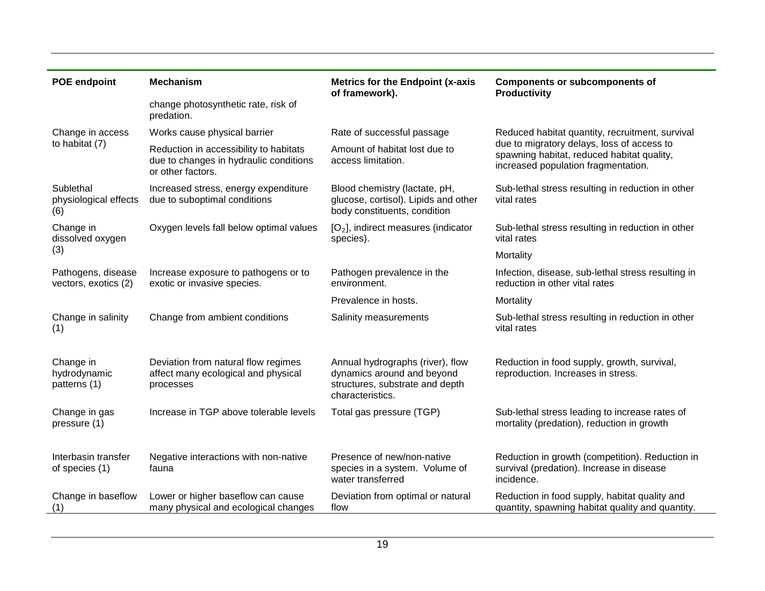| POE endpoint | Mechanism | Metrics for the Endpoint (x-axis of framework). | Components or subcomponents of Productivity |
|---|---|---|---|
| | change photosynthetic rate, risk of predation. | | |
| Change in access to habitat (7) | Works cause physical barrier | Rate of successful passage | Reduced habitat quantity, recruitment, survival due to migratory delays, loss of access to spawning habitat, reduced habitat quality, increased population fragmentation. |
| | Reduction in accessibility to habitats due to changes in hydraulic conditions or other factors. | Amount of habitat lost due to access limitation. | |
| Sublethal physiological effects (6) | Increased stress, energy expenditure due to suboptimal conditions | Blood chemistry (lactate, pH, glucose, cortisol). Lipids and other body constituents, condition | Sub-lethal stress resulting in reduction in other vital rates |
| Change in dissolved oxygen (3) | Oxygen levels fall below optimal values | $[O_2]$, indirect measures (indicator species). | Sub-lethal stress resulting in reduction in other vital rates |
| | | | Mortality |
| Pathogens, disease vectors, exotics (2) | Increase exposure to pathogens or to exotic or invasive species. | Pathogen prevalence in the environment. | Infection, disease, sub-lethal stress resulting in reduction in other vital rates |
| | | Prevalence in hosts. | Mortality |
| Change in salinity (1) | Change from ambient conditions | Salinity measurements | Sub-lethal stress resulting in reduction in other vital rates |
| Change in hydrodynamic patterns (1) | Deviation from natural flow regimes affect many ecological and physical processes | Annual hydrographs (river), flow dynamics around and beyond structures, substrate and depth characteristics. | Reduction in food supply, growth, survival, reproduction. Increases in stress. |
| Change in gas pressure (1) | Increase in TGP above tolerable levels | Total gas pressure (TGP) | Sub-lethal stress leading to increase rates of mortality (predation), reduction in growth |
| Interbasin transfer of species (1) | Negative interactions with non-native fauna | Presence of new/non-native species in a system. Volume of water transferred | Reduction in growth (competition). Reduction in survival (predation). Increase in disease incidence. |
| Change in baseflow (1) | Lower or higher baseflow can cause many physical and ecological changes | Deviation from optimal or natural flow | Reduction in food supply, habitat quality and quantity, spawning habitat quality and quantity. |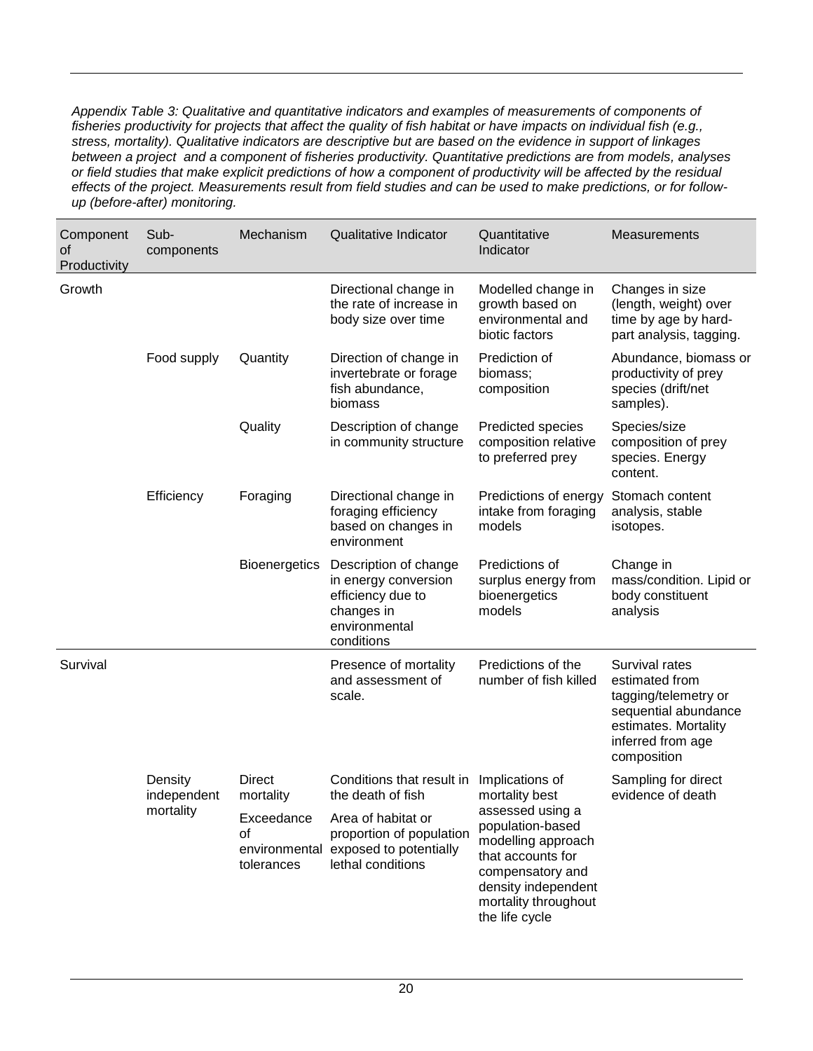*Appendix Table 3: Qualitative and quantitative indicators and examples of measurements of components of fisheries productivity for projects that affect the quality of fish habitat or have impacts on individual fish (e.g., stress, mortality). Qualitative indicators are descriptive but are based on the evidence in support of linkages between a project and a component of fisheries productivity. Quantitative predictions are from models, analyses or field studies that make explicit predictions of how a component of productivity will be affected by the residual effects of the project. Measurements result from field studies and can be used to make predictions, or for follow-up (before-after) monitoring.*

| Component of Productivity | Sub-components | Mechanism | Qualitative Indicator | Quantitative Indicator | Measurements |
|---|---|---|---|---|---|
| Growth | | | Directional change in the rate of increase in body size over time | Modelled change in growth based on environmental and biotic factors | Changes in size (length, weight) over time by age by hard-part analysis, tagging. |
| | Food supply | Quantity | Direction of change in invertebrate or forage fish abundance, biomass | Prediction of biomass; composition | Abundance, biomass or productivity of prey species (drift/net samples). |
| | | Quality | Description of change in community structure | Predicted species composition relative to preferred prey | Species/size composition of prey species. Energy content. |
| | Efficiency | Foraging | Directional change in foraging efficiency based on changes in environment | Predictions of energy intake from foraging models | Stomach content analysis, stable isotopes. |
| | | Bioenergetics | Description of change in energy conversion efficiency due to changes in environmental conditions | Predictions of surplus energy from bioenergetics models | Change in mass/condition. Lipid or body constituent analysis |
| Survival | | | Presence of mortality and assessment of scale. | Predictions of the number of fish killed | Survival rates estimated from tagging/telemetry or sequential abundance estimates. Mortality inferred from age composition |
| | Density independent mortality | Direct mortality | Conditions that result in the death of fish | Implications of mortality best assessed using a population-based modelling approach that accounts for compensatory and density independent mortality throughout the life cycle | Sampling for direct evidence of death |
| | | Exceedance of environmental tolerances | Area of habitat or proportion of population exposed to potentially lethal conditions | | |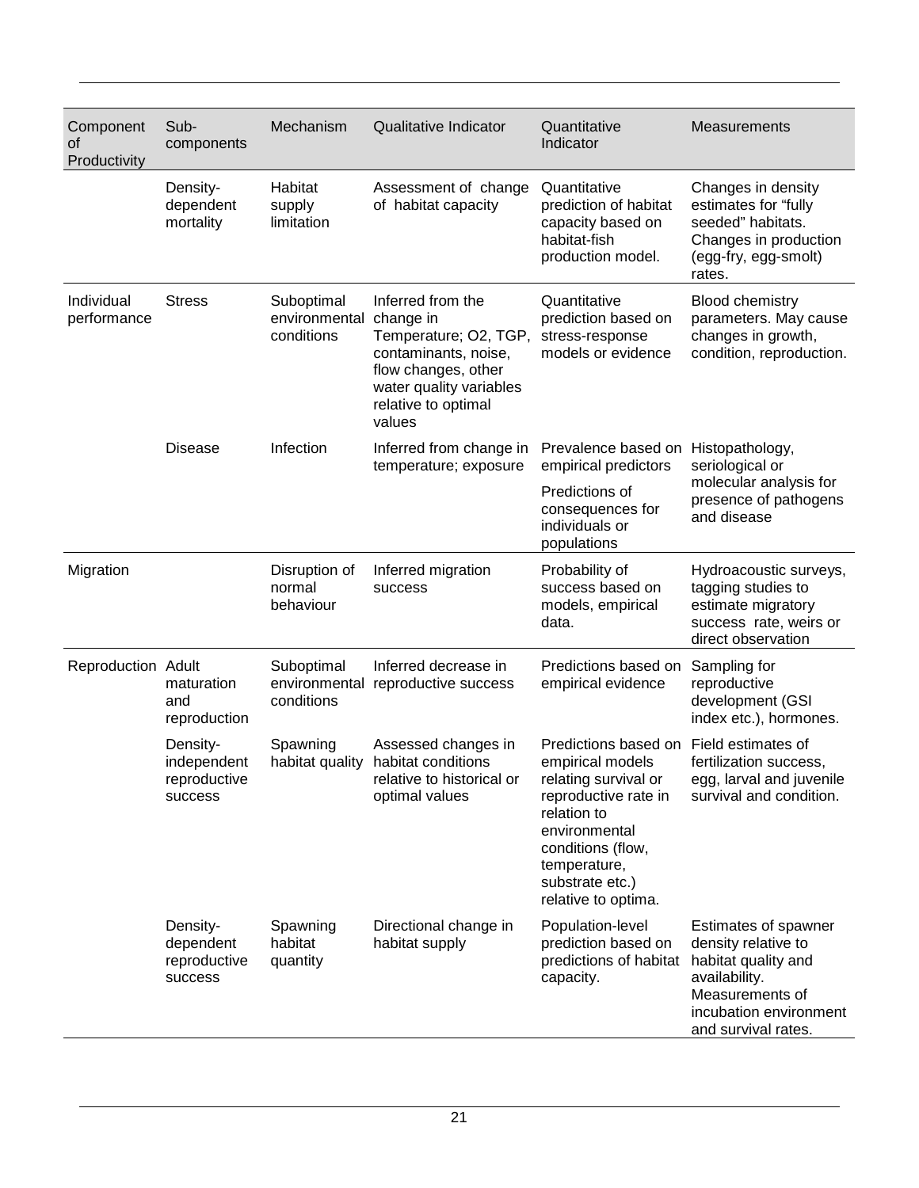| Component of Productivity | Sub-components | Mechanism | Qualitative Indicator | Quantitative Indicator | Measurements |
|---|---|---|---|---|---|
| | Density-dependent mortality | Habitat supply limitation | Assessment of change of habitat capacity | Quantitative prediction of habitat capacity based on habitat-fish production model. | Changes in density estimates for “fully seeded” habitats. Changes in production (egg-fry, egg-smolt) rates. |
| Individual performance | Stress | Suboptimal environmental conditions | Inferred from the change in Temperature; O2, TGP, contaminants, noise, flow changes, other water quality variables relative to optimal values | Quantitative prediction based on stress-response models or evidence | Blood chemistry parameters. May cause changes in growth, condition, reproduction. |
| | Disease | Infection | Inferred from change in temperature; exposure | Prevalence based on empirical predictors<br>Predictions of consequences for individuals or populations | Histopathology, seriological or molecular analysis for presence of pathogens and disease |
| Migration | | Disruption of normal behaviour | Inferred migration success | Probability of success based on models, empirical data. | Hydroacoustic surveys, tagging studies to estimate migratory success rate, weirs or direct observation |
| Reproduction | Adult maturation and reproduction | Suboptimal environmental conditions | Inferred decrease in reproductive success | Predictions based on empirical evidence | Sampling for reproductive development (GSI index etc.), hormones. |
| | Density-independent reproductive success | Spawning habitat quality | Assessed changes in habitat conditions relative to historical or optimal values | Predictions based on empirical models relating survival or reproductive rate in relation to environmental conditions (flow, temperature, substrate etc.) relative to optima. | Field estimates of fertilization success, egg, larval and juvenile survival and condition. |
| | Density-dependent reproductive success | Spawning habitat quantity | Directional change in habitat supply | Population-level prediction based on predictions of habitat capacity. | Estimates of spawner density relative to habitat quality and availability. Measurements of incubation environment and survival rates. |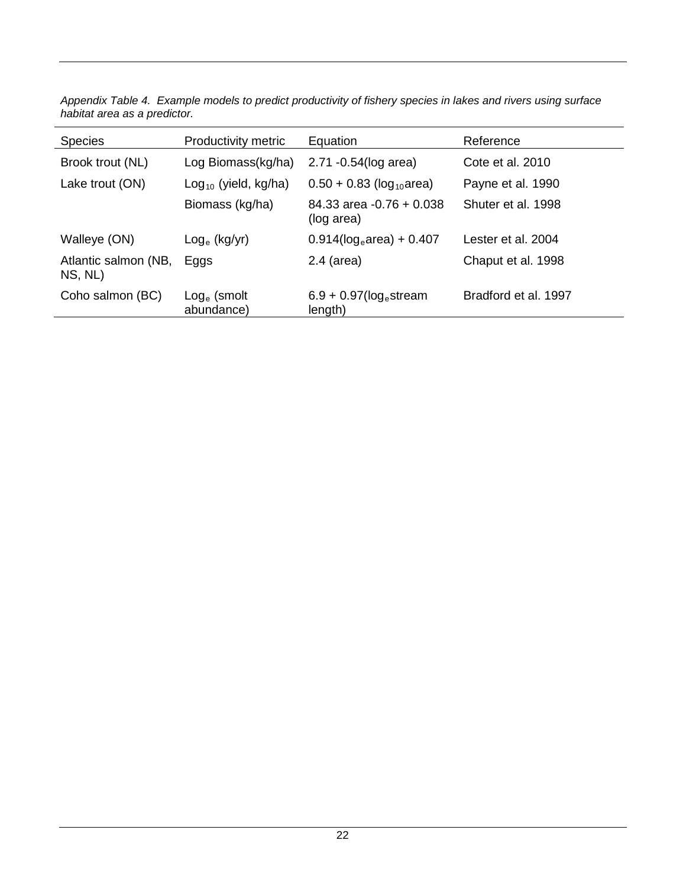*Appendix Table 4. Example models to predict productivity of fishery species in lakes and rivers using surface habitat area as a predictor.*

| Species | Productivity metric | Equation | Reference |
|---|---|---|---|
| Brook trout (NL) | Log Biomass(kg/ha) | 2.71 -0.54(log area) | Cote et al. 2010 |
| Lake trout (ON) | $\text{Log}_{10}$ (yield, kg/ha) | $0.50 + 0.83 (\log_{10}\text{area})$ | Payne et al. 1990 |
| | Biomass (kg/ha) | 84.33 area -0.76 + 0.038 (log area) | Shuter et al. 1998 |
| Walleye (ON) | $\text{Log}_{e}$ (kg/yr) | $0.914(\log_{e}\text{area}) + 0.407$ | Lester et al. 2004 |
| Atlantic salmon (NB, NS, NL) | Eggs | 2.4 (area) | Chaput et al. 1998 |
| Coho salmon (BC) | $\text{Log}_{e}$ (smolt abundance) | $6.9 + 0.97(\log_{e}\text{stream length})$ | Bradford et al. 1997 |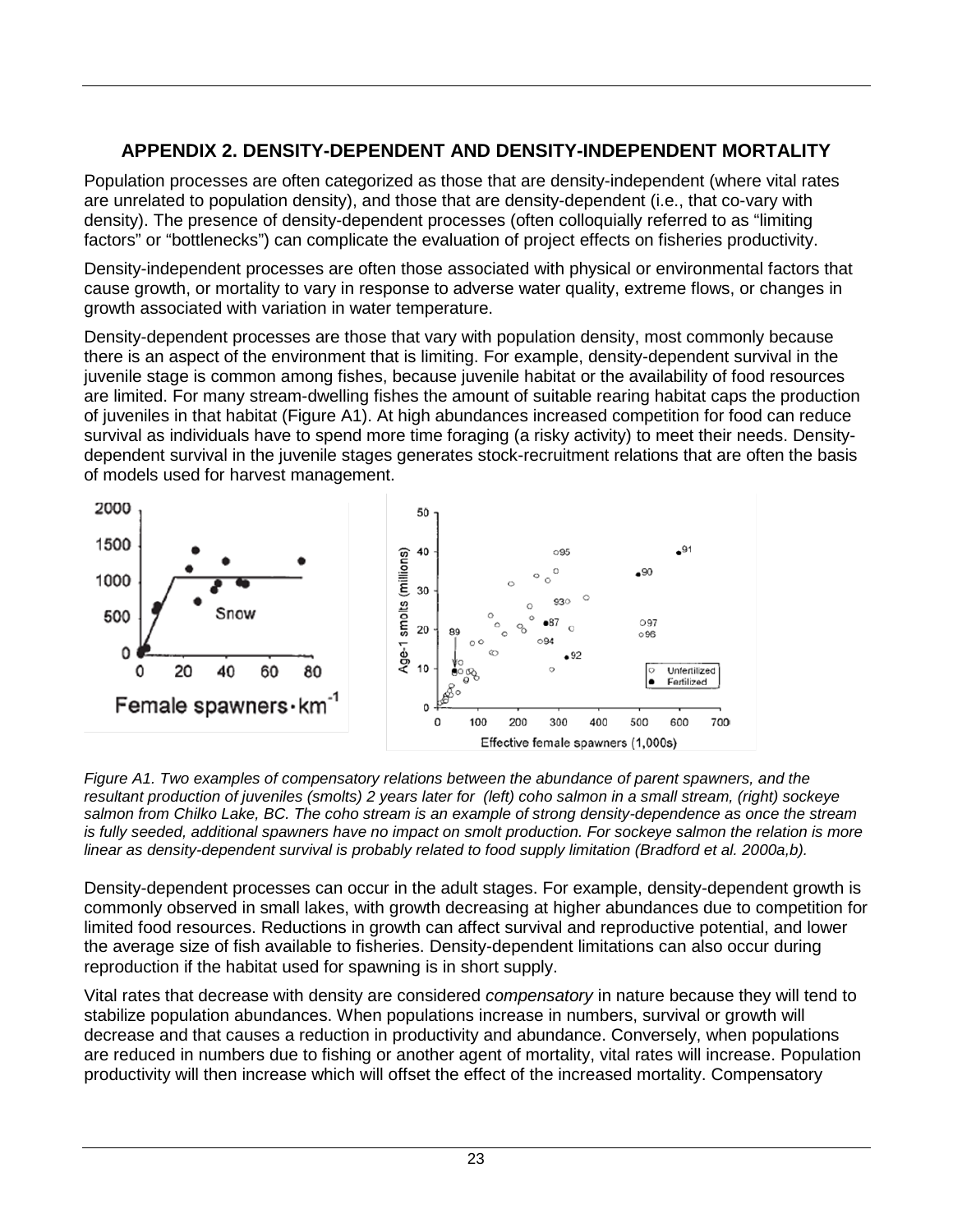## APPENDIX 2. DENSITY-DEPENDENT AND DENSITY-INDEPENDENT MORTALITY

Population processes are often categorized as those that are density-independent (where vital rates are unrelated to population density), and those that are density-dependent (i.e., that co-vary with density). The presence of density-dependent processes (often colloquially referred to as "limiting factors" or "bottlenecks") can complicate the evaluation of project effects on fisheries productivity.

Density-independent processes are often those associated with physical or environmental factors that cause growth, or mortality to vary in response to adverse water quality, extreme flows, or changes in growth associated with variation in water temperature.

Density-dependent processes are those that vary with population density, most commonly because there is an aspect of the environment that is limiting. For example, density-dependent survival in the juvenile stage is common among fishes, because juvenile habitat or the availability of food resources are limited. For many stream-dwelling fishes the amount of suitable rearing habitat caps the production of juveniles in that habitat (Figure A1). At high abundances increased competition for food can reduce survival as individuals have to spend more time foraging (a risky activity) to meet their needs. Density-dependent survival in the juvenile stages generates stock-recruitment relations that are often the basis of models used for harvest management.

*Figure A1. Two examples of compensatory relations between the abundance of parent spawners, and the resultant production of juveniles (smolts) 2 years later for (left) coho salmon in a small stream, (right) sockeye salmon from Chilko Lake, BC. The coho stream is an example of strong density-dependence as once the stream is fully seeded, additional spawners have no impact on smolt production. For sockeye salmon the relation is more linear as density-dependent survival is probably related to food supply limitation (Bradford et al. 2000a,b).*

Density-dependent processes can occur in the adult stages. For example, density-dependent growth is commonly observed in small lakes, with growth decreasing at higher abundances due to competition for limited food resources. Reductions in growth can affect survival and reproductive potential, and lower the average size of fish available to fisheries. Density-dependent limitations can also occur during reproduction if the habitat used for spawning is in short supply.

Vital rates that decrease with density are considered *compensatory* in nature because they will tend to stabilize population abundances. When populations increase in numbers, survival or growth will decrease and that causes a reduction in productivity and abundance. Conversely, when populations are reduced in numbers due to fishing or another agent of mortality, vital rates will increase. Population productivity will then increase which will offset the effect of the increased mortality. Compensatory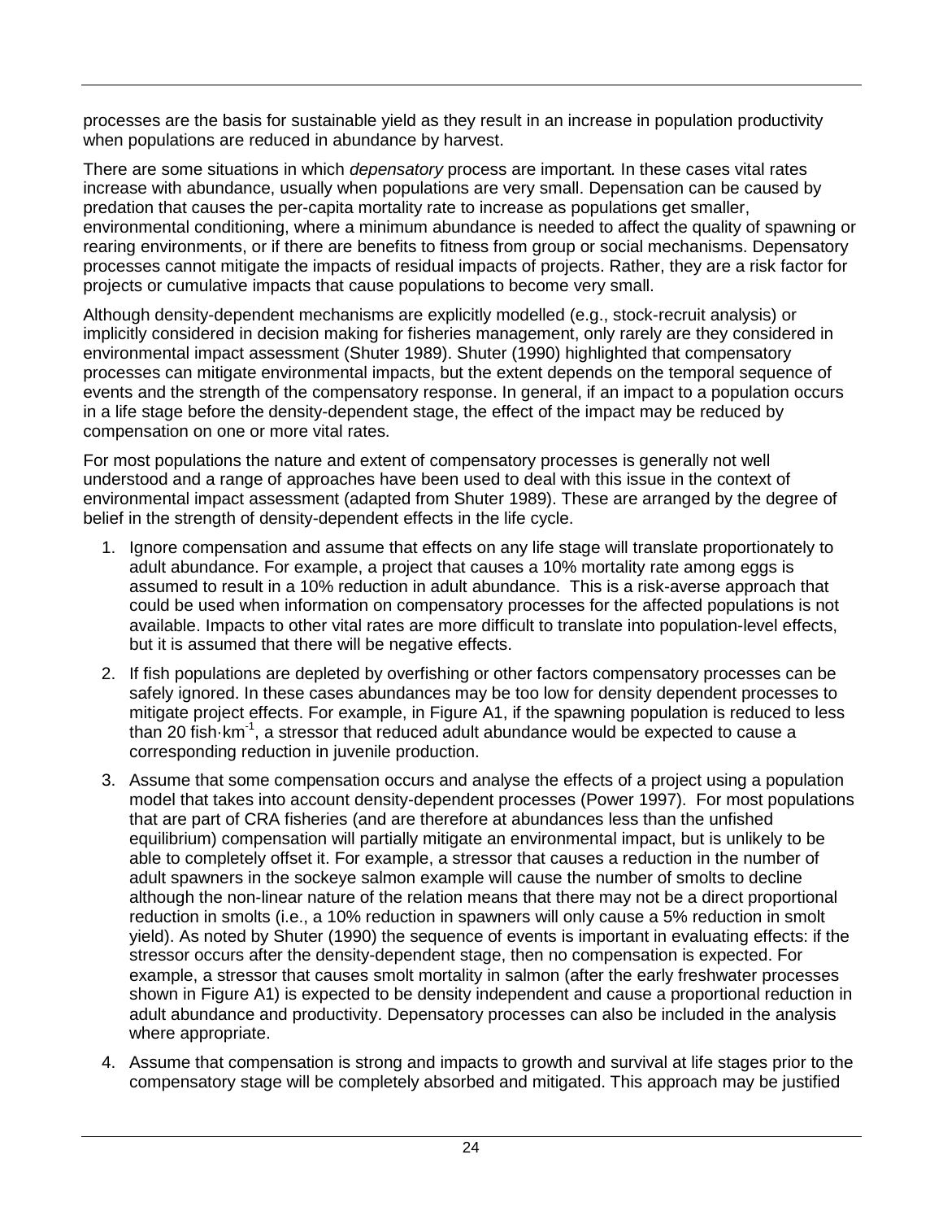processes are the basis for sustainable yield as they result in an increase in population productivity when populations are reduced in abundance by harvest.

There are some situations in which *depensatory* process are important. In these cases vital rates increase with abundance, usually when populations are very small. Depensation can be caused by predation that causes the per-capita mortality rate to increase as populations get smaller, environmental conditioning, where a minimum abundance is needed to affect the quality of spawning or rearing environments, or if there are benefits to fitness from group or social mechanisms. Depensatory processes cannot mitigate the impacts of residual impacts of projects. Rather, they are a risk factor for projects or cumulative impacts that cause populations to become very small.

Although density-dependent mechanisms are explicitly modelled (e.g., stock-recruit analysis) or implicitly considered in decision making for fisheries management, only rarely are they considered in environmental impact assessment (Shuter 1989). Shuter (1990) highlighted that compensatory processes can mitigate environmental impacts, but the extent depends on the temporal sequence of events and the strength of the compensatory response. In general, if an impact to a population occurs in a life stage before the density-dependent stage, the effect of the impact may be reduced by compensation on one or more vital rates.

For most populations the nature and extent of compensatory processes is generally not well understood and a range of approaches have been used to deal with this issue in the context of environmental impact assessment (adapted from Shuter 1989). These are arranged by the degree of belief in the strength of density-dependent effects in the life cycle.

1. Ignore compensation and assume that effects on any life stage will translate proportionately to adult abundance. For example, a project that causes a 10% mortality rate among eggs is assumed to result in a 10% reduction in adult abundance. This is a risk-averse approach that could be used when information on compensatory processes for the affected populations is not available. Impacts to other vital rates are more difficult to translate into population-level effects, but it is assumed that there will be negative effects.
2. If fish populations are depleted by overfishing or other factors compensatory processes can be safely ignored. In these cases abundances may be too low for density dependent processes to mitigate project effects. For example, in Figure A1, if the spawning population is reduced to less than 20 fish·km$^{-1}$, a stressor that reduced adult abundance would be expected to cause a corresponding reduction in juvenile production.
3. Assume that some compensation occurs and analyse the effects of a project using a population model that takes into account density-dependent processes (Power 1997). For most populations that are part of CRA fisheries (and are therefore at abundances less than the unfished equilibrium) compensation will partially mitigate an environmental impact, but is unlikely to be able to completely offset it. For example, a stressor that causes a reduction in the number of adult spawners in the sockeye salmon example will cause the number of smolts to decline although the non-linear nature of the relation means that there may not be a direct proportional reduction in smolts (i.e., a 10% reduction in spawners will only cause a 5% reduction in smolt yield). As noted by Shuter (1990) the sequence of events is important in evaluating effects: if the stressor occurs after the density-dependent stage, then no compensation is expected. For example, a stressor that causes smolt mortality in salmon (after the early freshwater processes shown in Figure A1) is expected to be density independent and cause a proportional reduction in adult abundance and productivity. Depensatory processes can also be included in the analysis where appropriate.
4. Assume that compensation is strong and impacts to growth and survival at life stages prior to the compensatory stage will be completely absorbed and mitigated. This approach may be justified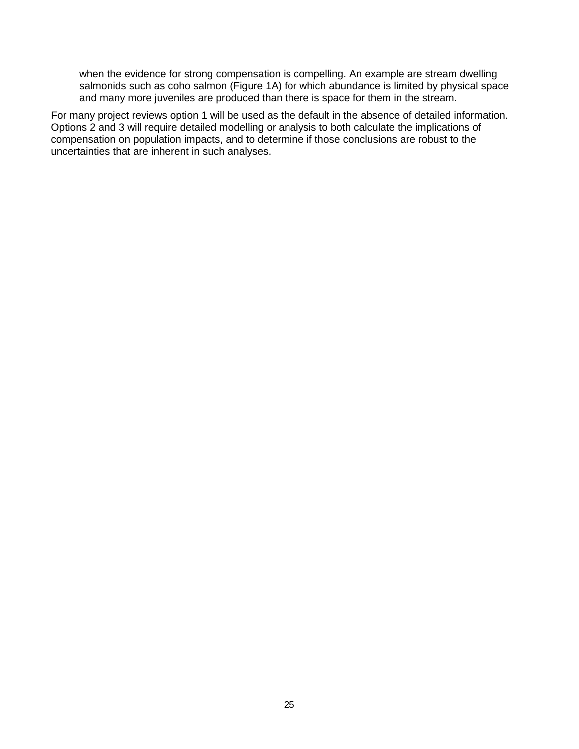when the evidence for strong compensation is compelling. An example are stream dwelling salmonids such as coho salmon (Figure 1A) for which abundance is limited by physical space and many more juveniles are produced than there is space for them in the stream.

For many project reviews option 1 will be used as the default in the absence of detailed information. Options 2 and 3 will require detailed modelling or analysis to both calculate the implications of compensation on population impacts, and to determine if those conclusions are robust to the uncertainties that are inherent in such analyses.